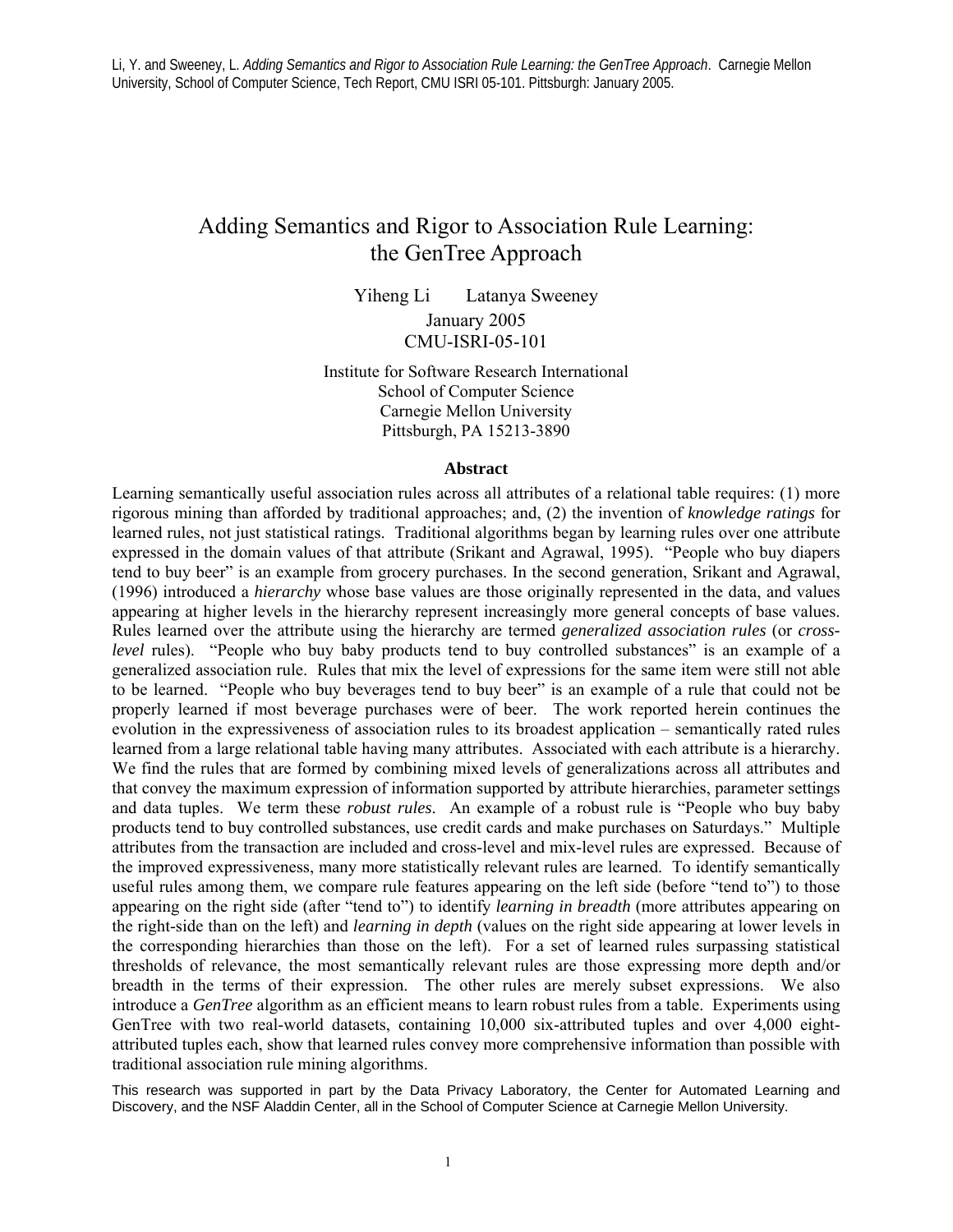Li, Y. and Sweeney, L. *Adding Semantics and Rigor to Association Rule Learning: the GenTree Approach*. Carnegie Mellon University, School of Computer Science, Tech Report, CMU ISRI 05-101. Pittsburgh: January 2005.

# Adding Semantics and Rigor to Association Rule Learning: the GenTree Approach

Yiheng Li Latanya Sweeney

January 2005

CMU-ISRI-05-101

Institute for Software Research International
School of Computer Science
Carnegie Mellon University
Pittsburgh, PA 15213-3890

### Abstract

Learning semantically useful association rules across all attributes of a relational table requires: (1) more rigorous mining than afforded by traditional approaches; and, (2) the invention of *knowledge ratings* for learned rules, not just statistical ratings. Traditional algorithms began by learning rules over one attribute expressed in the domain values of that attribute (Srikant and Agrawal, 1995). "People who buy diapers tend to buy beer" is an example from grocery purchases. In the second generation, Srikant and Agrawal, (1996) introduced a *hierarchy* whose base values are those originally represented in the data, and values appearing at higher levels in the hierarchy represent increasingly more general concepts of base values. Rules learned over the attribute using the hierarchy are termed *generalized association rules* (or *cross-level* rules). "People who buy baby products tend to buy controlled substances" is an example of a generalized association rule. Rules that mix the level of expressions for the same item were still not able to be learned. "People who buy beverages tend to buy beer" is an example of a rule that could not be properly learned if most beverage purchases were of beer. The work reported herein continues the evolution in the expressiveness of association rules to its broadest application – semantically rated rules learned from a large relational table having many attributes. Associated with each attribute is a hierarchy. We find the rules that are formed by combining mixed levels of generalizations across all attributes and that convey the maximum expression of information supported by attribute hierarchies, parameter settings and data tuples. We term these *robust rules*. An example of a robust rule is "People who buy baby products tend to buy controlled substances, use credit cards and make purchases on Saturdays." Multiple attributes from the transaction are included and cross-level and mix-level rules are expressed. Because of the improved expressiveness, many more statistically relevant rules are learned. To identify semantically useful rules among them, we compare rule features appearing on the left side (before "tend to") to those appearing on the right side (after "tend to") to identify *learning in breadth* (more attributes appearing on the right-side than on the left) and *learning in depth* (values on the right side appearing at lower levels in the corresponding hierarchies than those on the left). For a set of learned rules surpassing statistical thresholds of relevance, the most semantically relevant rules are those expressing more depth and/or breadth in the terms of their expression. The other rules are merely subset expressions. We also introduce a *GenTree* algorithm as an efficient means to learn robust rules from a table. Experiments using GenTree with two real-world datasets, containing 10,000 six-attributed tuples and over 4,000 eight-attributed tuples each, show that learned rules convey more comprehensive information than possible with traditional association rule mining algorithms.

This research was supported in part by the Data Privacy Laboratory, the Center for Automated Learning and Discovery, and the NSF Aladdin Center, all in the School of Computer Science at Carnegie Mellon University.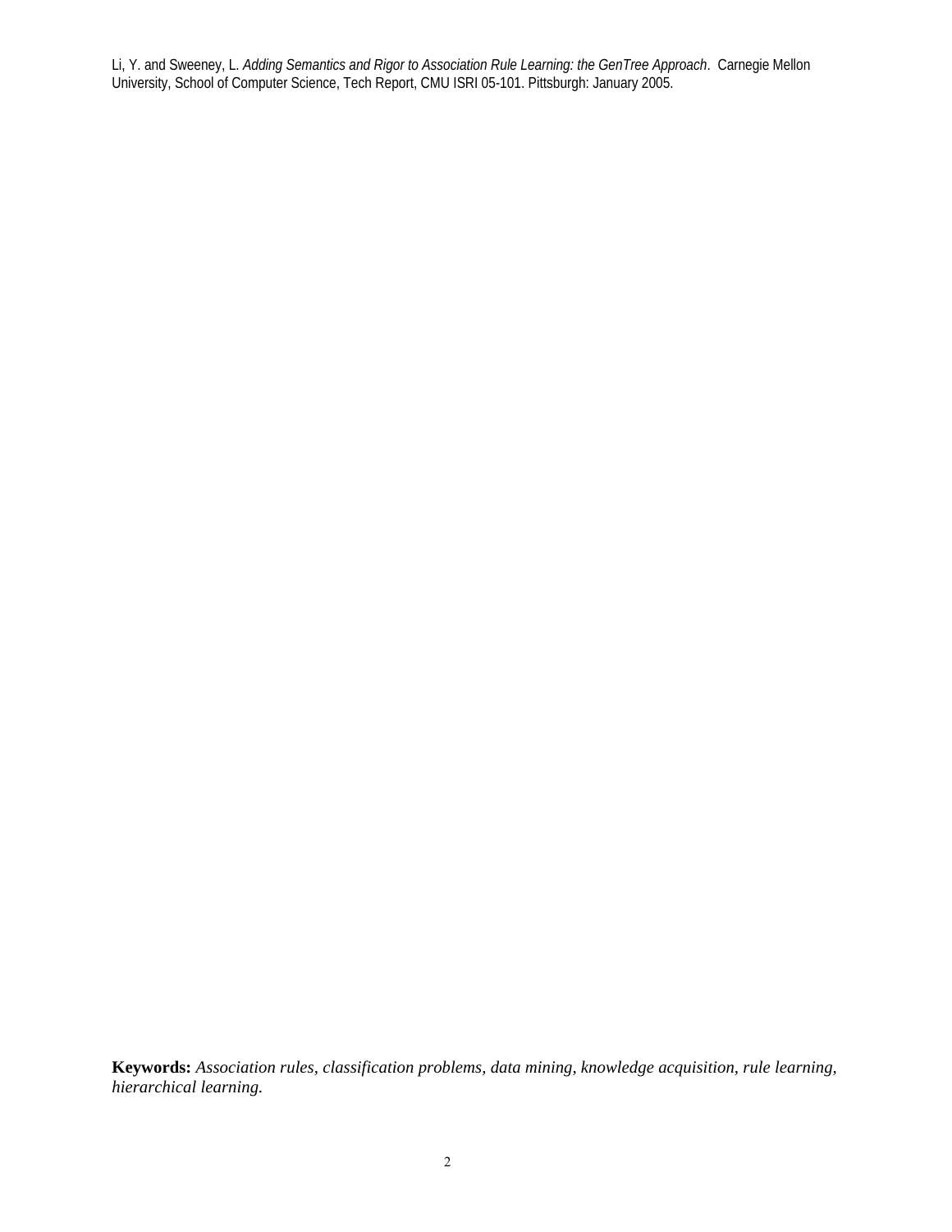Li, Y. and Sweeney, L. *Adding Semantics and Rigor to Association Rule Learning: the GenTree Approach*. Carnegie Mellon University, School of Computer Science, Tech Report, CMU ISRI 05-101. Pittsburgh: January 2005.

**Keywords:** *Association rules, classification problems, data mining, knowledge acquisition, rule learning, hierarchical learning.*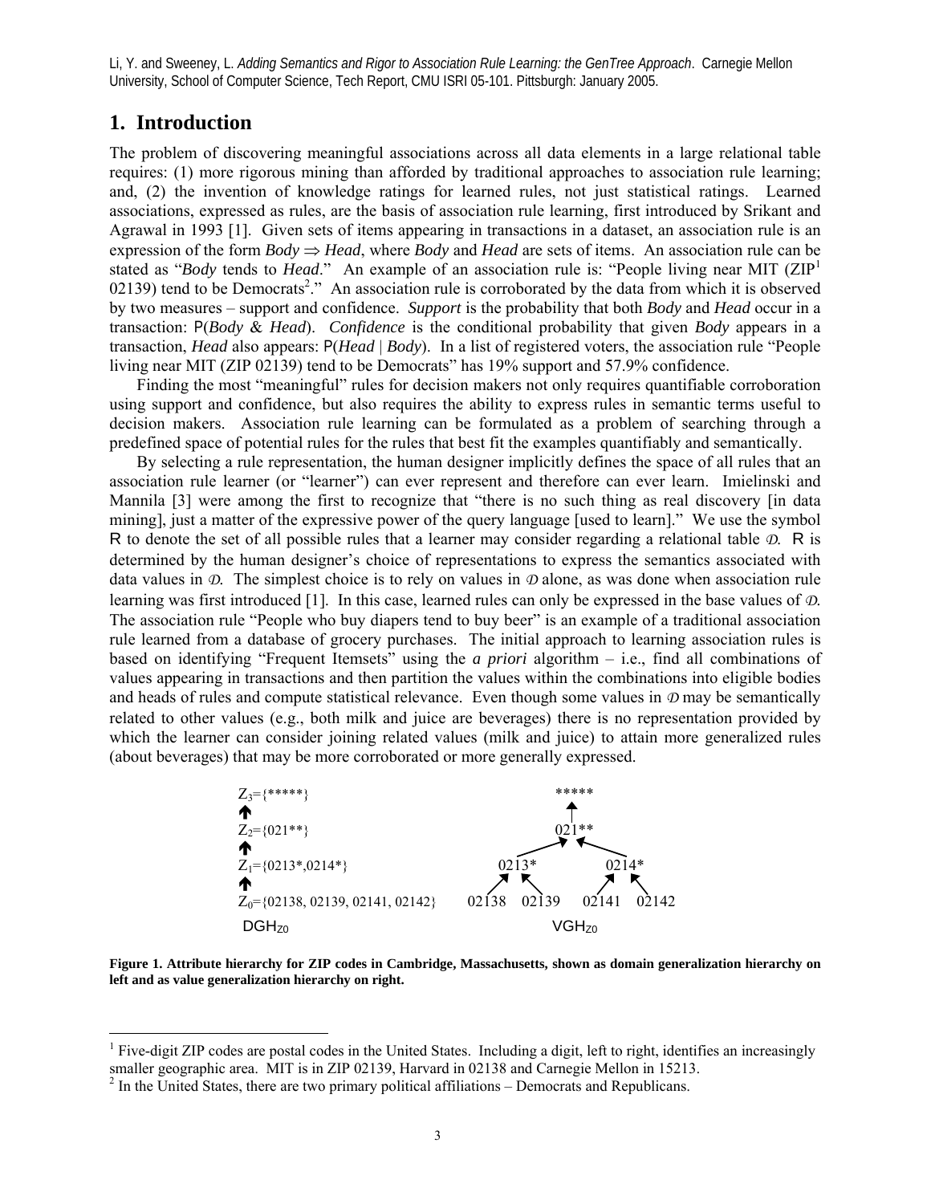## 1. Introduction

The problem of discovering meaningful associations across all data elements in a large relational table requires: (1) more rigorous mining than afforded by traditional approaches to association rule learning; and, (2) the invention of knowledge ratings for learned rules, not just statistical ratings. Learned associations, expressed as rules, are the basis of association rule learning, first introduced by Srikant and Agrawal in 1993 [1]. Given sets of items appearing in transactions in a dataset, an association rule is an expression of the form *Body* ⇒ *Head*, where *Body* and *Head* are sets of items. An association rule can be stated as "*Body* tends to *Head*." An example of an association rule is: "People living near MIT (ZIP[1] 02139) tend to be Democrats[2]." An association rule is corroborated by the data from which it is observed by two measures – support and confidence. *Support* is the probability that both *Body* and *Head* occur in a transaction: P(*Body* & *Head*). *Confidence* is the conditional probability that given *Body* appears in a transaction, *Head* also appears: P(*Head* | *Body*). In a list of registered voters, the association rule "People living near MIT (ZIP 02139) tend to be Democrats" has 19% support and 57.9% confidence.

Finding the most "meaningful" rules for decision makers not only requires quantifiable corroboration using support and confidence, but also requires the ability to express rules in semantic terms useful to decision makers. Association rule learning can be formulated as a problem of searching through a predefined space of potential rules for the rules that best fit the examples quantifiably and semantically.

By selecting a rule representation, the human designer implicitly defines the space of all rules that an association rule learner (or "learner") can ever represent and therefore can ever learn. Imielinski and Mannila [3] were among the first to recognize that "there is no such thing as real discovery [in data mining], just a matter of the expressive power of the query language [used to learn]." We use the symbol R to denote the set of all possible rules that a learner may consider regarding a relational table $\mathcal{D}$. R is determined by the human designer's choice of representations to express the semantics associated with data values in $\mathcal{D}$. The simplest choice is to rely on values in $\mathcal{D}$ alone, as was done when association rule learning was first introduced [1]. In this case, learned rules can only be expressed in the base values of $\mathcal{D}$. The association rule "People who buy diapers tend to buy beer" is an example of a traditional association rule learned from a database of grocery purchases. The initial approach to learning association rules is based on identifying "Frequent Itemsets" using the *a priori* algorithm – i.e., find all combinations of values appearing in transactions and then partition the values within the combinations into eligible bodies and heads of rules and compute statistical relevance. Even though some values in $\mathcal{D}$ may be semantically related to other values (e.g., both milk and juice are beverages) there is no representation provided by which the learner can consider joining related values (milk and juice) to attain more generalized rules (about beverages) that may be more corroborated or more generally expressed.

$Z_3$={*****}
↑
$Z_2$={021**}
↑
$Z_1$={0213*,0214*}
↑
$Z_0$={02138, 02139, 02141, 02142}

$DGH_{Z0}$

```
              *****
                ↑
              021**
            ↗       ↖
        0213*         0214*
       ↗    ↖        ↗    ↖
   02138  02139  02141  02142
```

$VGH_{Z0}$

**Figure 1. Attribute hierarchy for ZIP codes in Cambridge, Massachusetts, shown as domain generalization hierarchy on left and as value generalization hierarchy on right.**

[1] Five-digit ZIP codes are postal codes in the United States. Including a digit, left to right, identifies an increasingly smaller geographic area. MIT is in ZIP 02139, Harvard in 02138 and Carnegie Mellon in 15213.

[2] In the United States, there are two primary political affiliations – Democrats and Republicans.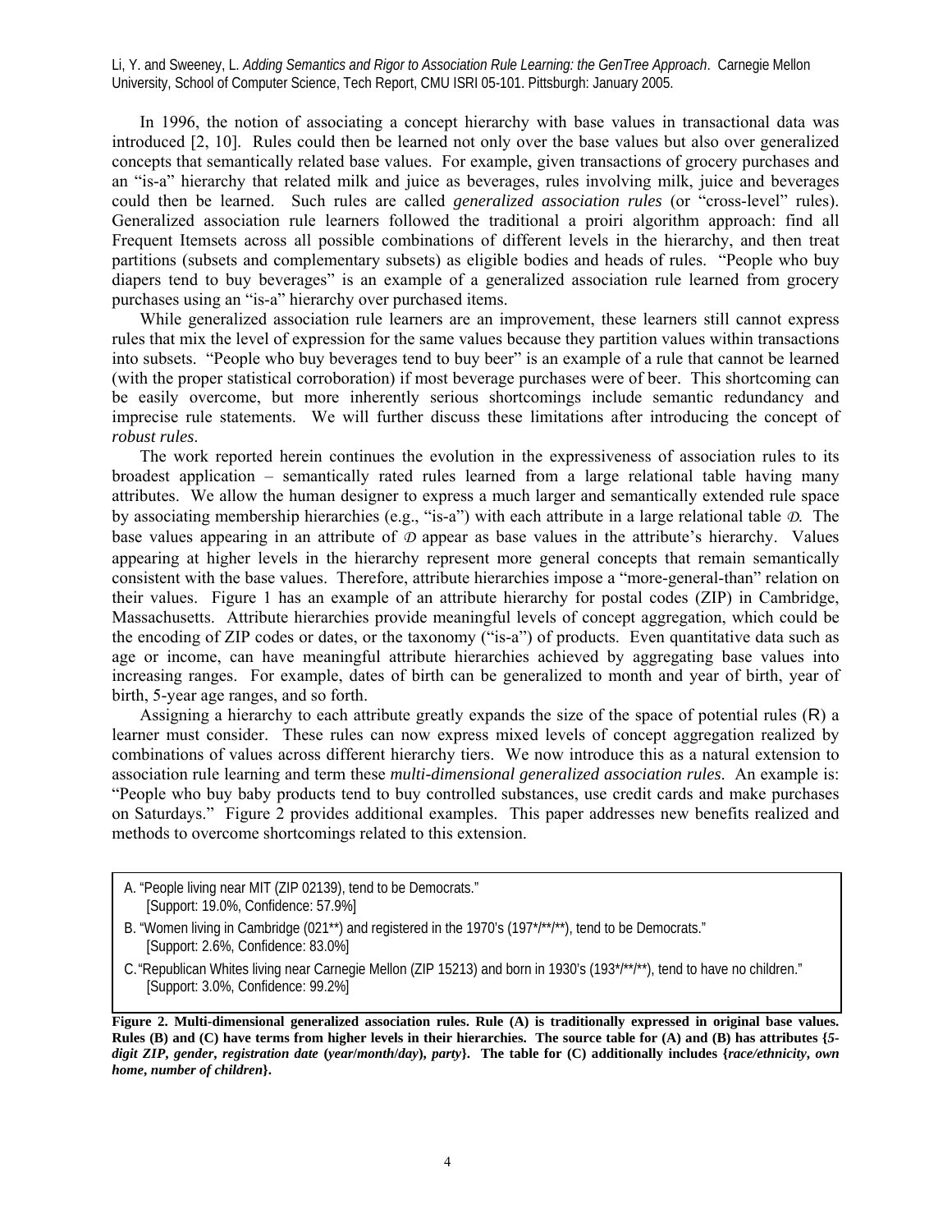In 1996, the notion of associating a concept hierarchy with base values in transactional data was introduced [2, 10]. Rules could then be learned not only over the base values but also over generalized concepts that semantically related base values. For example, given transactions of grocery purchases and an "is-a" hierarchy that related milk and juice as beverages, rules involving milk, juice and beverages could then be learned. Such rules are called *generalized association rules* (or "cross-level" rules). Generalized association rule learners followed the traditional a proiri algorithm approach: find all Frequent Itemsets across all possible combinations of different levels in the hierarchy, and then treat partitions (subsets and complementary subsets) as eligible bodies and heads of rules. "People who buy diapers tend to buy beverages" is an example of a generalized association rule learned from grocery purchases using an "is-a" hierarchy over purchased items.

While generalized association rule learners are an improvement, these learners still cannot express rules that mix the level of expression for the same values because they partition values within transactions into subsets. "People who buy beverages tend to buy beer" is an example of a rule that cannot be learned (with the proper statistical corroboration) if most beverage purchases were of beer. This shortcoming can be easily overcome, but more inherently serious shortcomings include semantic redundancy and imprecise rule statements. We will further discuss these limitations after introducing the concept of *robust rules*.

The work reported herein continues the evolution in the expressiveness of association rules to its broadest application – semantically rated rules learned from a large relational table having many attributes. We allow the human designer to express a much larger and semantically extended rule space by associating membership hierarchies (e.g., "is-a") with each attribute in a large relational table $\mathcal{D}$. The base values appearing in an attribute of $\mathcal{D}$ appear as base values in the attribute's hierarchy. Values appearing at higher levels in the hierarchy represent more general concepts that remain semantically consistent with the base values. Therefore, attribute hierarchies impose a "more-general-than" relation on their values. Figure 1 has an example of an attribute hierarchy for postal codes (ZIP) in Cambridge, Massachusetts. Attribute hierarchies provide meaningful levels of concept aggregation, which could be the encoding of ZIP codes or dates, or the taxonomy ("is-a") of products. Even quantitative data such as age or income, can have meaningful attribute hierarchies achieved by aggregating base values into increasing ranges. For example, dates of birth can be generalized to month and year of birth, year of birth, 5-year age ranges, and so forth.

Assigning a hierarchy to each attribute greatly expands the size of the space of potential rules (R) a learner must consider. These rules can now express mixed levels of concept aggregation realized by combinations of values across different hierarchy tiers. We now introduce this as a natural extension to association rule learning and term these *multi-dimensional generalized association rules*. An example is: "People who buy baby products tend to buy controlled substances, use credit cards and make purchases on Saturdays." Figure 2 provides additional examples. This paper addresses new benefits realized and methods to overcome shortcomings related to this extension.

A. "People living near MIT (ZIP 02139), tend to be Democrats."
[Support: 19.0%, Confidence: 57.9%]

B. "Women living in Cambridge (021**) and registered in the 1970's (197*/**/**), tend to be Democrats."
[Support: 2.6%, Confidence: 83.0%]

C. "Republican Whites living near Carnegie Mellon (ZIP 15213) and born in 1930's (193*/**/**), tend to have no children."
[Support: 3.0%, Confidence: 99.2%]

**Figure 2. Multi-dimensional generalized association rules. Rule (A) is traditionally expressed in original base values. Rules (B) and (C) have terms from higher levels in their hierarchies. The source table for (A) and (B) has attributes {*5-digit ZIP*, *gender*, *registration date* (*year/month/day*), *party*}. The table for (C) additionally includes {*race/ethnicity*, *own home*, *number of children*}.**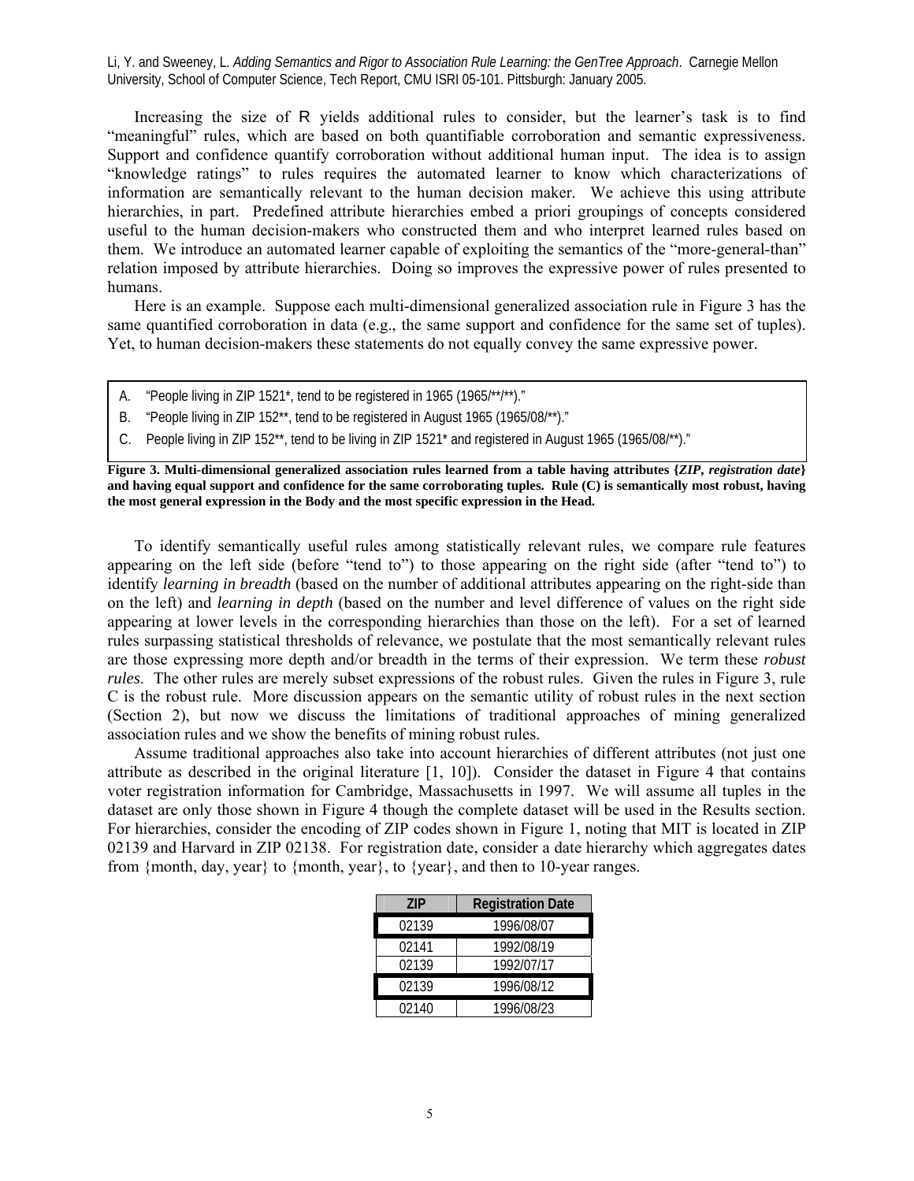Increasing the size of R yields additional rules to consider, but the learner's task is to find "meaningful" rules, which are based on both quantifiable corroboration and semantic expressiveness. Support and confidence quantify corroboration without additional human input. The idea is to assign "knowledge ratings" to rules requires the automated learner to know which characterizations of information are semantically relevant to the human decision maker. We achieve this using attribute hierarchies, in part. Predefined attribute hierarchies embed a priori groupings of concepts considered useful to the human decision-makers who constructed them and who interpret learned rules based on them. We introduce an automated learner capable of exploiting the semantics of the "more-general-than" relation imposed by attribute hierarchies. Doing so improves the expressive power of rules presented to humans.

Here is an example. Suppose each multi-dimensional generalized association rule in Figure 3 has the same quantified corroboration in data (e.g., the same support and confidence for the same set of tuples). Yet, to human decision-makers these statements do not equally convey the same expressive power.

A. "People living in ZIP 1521*, tend to be registered in 1965 (1965/**/**)."
B. "People living in ZIP 152**, tend to be registered in August 1965 (1965/08/**)."
C. People living in ZIP 152**, tend to be living in ZIP 1521* and registered in August 1965 (1965/08/**)."

**Figure 3. Multi-dimensional generalized association rules learned from a table having attributes {*ZIP*, *registration date*} and having equal support and confidence for the same corroborating tuples. Rule (C) is semantically most robust, having the most general expression in the Body and the most specific expression in the Head.**

To identify semantically useful rules among statistically relevant rules, we compare rule features appearing on the left side (before "tend to") to those appearing on the right side (after "tend to") to identify *learning in breadth* (based on the number of additional attributes appearing on the right-side than on the left) and *learning in depth* (based on the number and level difference of values on the right side appearing at lower levels in the corresponding hierarchies than those on the left). For a set of learned rules surpassing statistical thresholds of relevance, we postulate that the most semantically relevant rules are those expressing more depth and/or breadth in the terms of their expression. We term these *robust rules*. The other rules are merely subset expressions of the robust rules. Given the rules in Figure 3, rule C is the robust rule. More discussion appears on the semantic utility of robust rules in the next section (Section 2), but now we discuss the limitations of traditional approaches of mining generalized association rules and we show the benefits of mining robust rules.

Assume traditional approaches also take into account hierarchies of different attributes (not just one attribute as described in the original literature [1, 10]). Consider the dataset in Figure 4 that contains voter registration information for Cambridge, Massachusetts in 1997. We will assume all tuples in the dataset are only those shown in Figure 4 though the complete dataset will be used in the Results section. For hierarchies, consider the encoding of ZIP codes shown in Figure 1, noting that MIT is located in ZIP 02139 and Harvard in ZIP 02138. For registration date, consider a date hierarchy which aggregates dates from {month, day, year} to {month, year}, to {year}, and then to 10-year ranges.

| ZIP | Registration Date |
|---|---|
| 02139 | 1996/08/07 |
| 02141 | 1992/08/19 |
| 02139 | 1992/07/17 |
| 02139 | 1996/08/12 |
| 02140 | 1996/08/23 |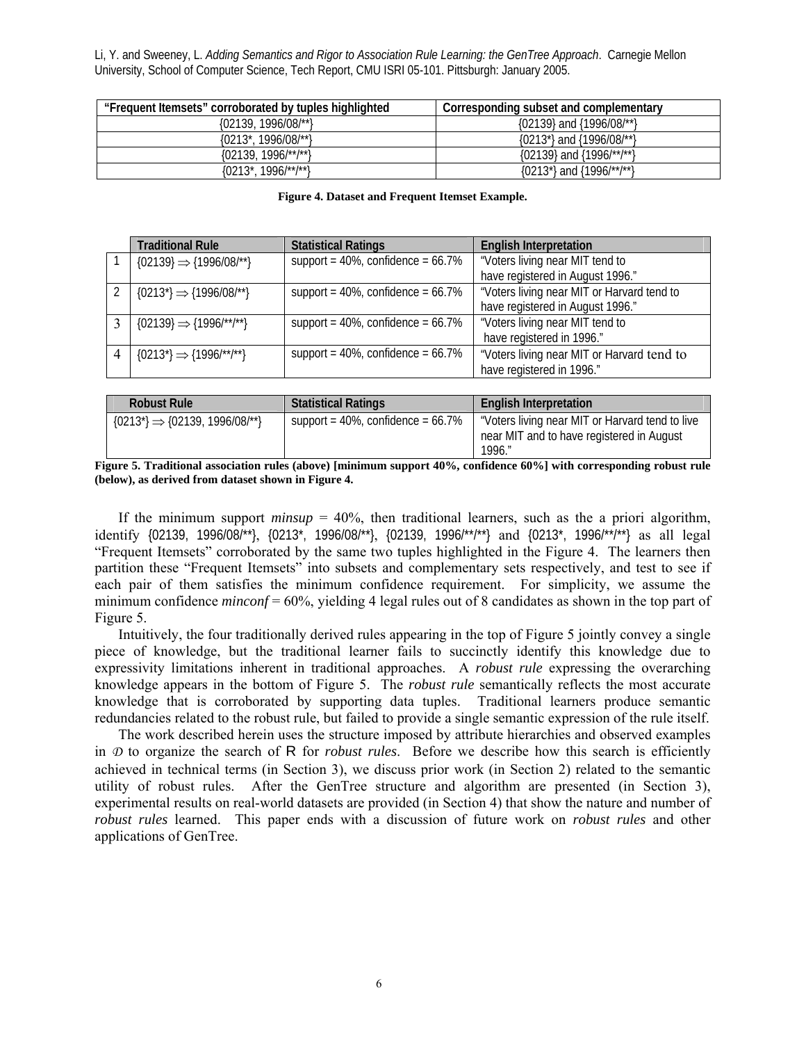| "Frequent Itemsets" corroborated by tuples highlighted | Corresponding subset and complementary |
|---|---|
| {02139, 1996/08/**} | {02139} and {1996/08/**} |
| {0213*, 1996/08/**} | {0213*} and {1996/08/**} |
| {02139, 1996/**/**} | {02139} and {1996/**/**} |
| {0213*, 1996/**/**} | {0213*} and {1996/**/**} |

**Figure 4. Dataset and Frequent Itemset Example.**

| | Traditional Rule | Statistical Ratings | English Interpretation |
|---|---|---|---|
| 1 | {02139} $\Rightarrow$ {1996/08/**} | support = 40%, confidence = 66.7% | "Voters living near MIT tend to have registered in August 1996." |
| 2 | {0213*} $\Rightarrow$ {1996/08/**} | support = 40%, confidence = 66.7% | "Voters living near MIT or Harvard tend to have registered in August 1996." |
| 3 | {02139} $\Rightarrow$ {1996/**/**} | support = 40%, confidence = 66.7% | "Voters living near MIT tend to have registered in 1996." |
| 4 | {0213*} $\Rightarrow$ {1996/**/**} | support = 40%, confidence = 66.7% | "Voters living near MIT or Harvard tend to have registered in 1996." |

| Robust Rule | Statistical Ratings | English Interpretation |
|---|---|---|
| {0213*} $\Rightarrow$ {02139, 1996/08/**} | support = 40%, confidence = 66.7% | "Voters living near MIT or Harvard tend to live near MIT and to have registered in August 1996." |

**Figure 5. Traditional association rules (above) [minimum support 40%, confidence 60%] with corresponding robust rule (below), as derived from dataset shown in Figure 4.**

If the minimum support *minsup* = 40%, then traditional learners, such as the a priori algorithm, identify {02139, 1996/08/**}, {0213*, 1996/08/**}, {02139, 1996/**/**} and {0213*, 1996/**/**} as all legal "Frequent Itemsets" corroborated by the same two tuples highlighted in the Figure 4. The learners then partition these "Frequent Itemsets" into subsets and complementary sets respectively, and test to see if each pair of them satisfies the minimum confidence requirement. For simplicity, we assume the minimum confidence *minconf* = 60%, yielding 4 legal rules out of 8 candidates as shown in the top part of Figure 5.

Intuitively, the four traditionally derived rules appearing in the top of Figure 5 jointly convey a single piece of knowledge, but the traditional learner fails to succinctly identify this knowledge due to expressivity limitations inherent in traditional approaches. A *robust rule* expressing the overarching knowledge appears in the bottom of Figure 5. The *robust rule* semantically reflects the most accurate knowledge that is corroborated by supporting data tuples. Traditional learners produce semantic redundancies related to the robust rule, but failed to provide a single semantic expression of the rule itself.

The work described herein uses the structure imposed by attribute hierarchies and observed examples in $\mathcal{D}$ to organize the search of R for *robust rules*. Before we describe how this search is efficiently achieved in technical terms (in Section 3), we discuss prior work (in Section 2) related to the semantic utility of robust rules. After the GenTree structure and algorithm are presented (in Section 3), experimental results on real-world datasets are provided (in Section 4) that show the nature and number of *robust rules* learned. This paper ends with a discussion of future work on *robust rules* and other applications of GenTree.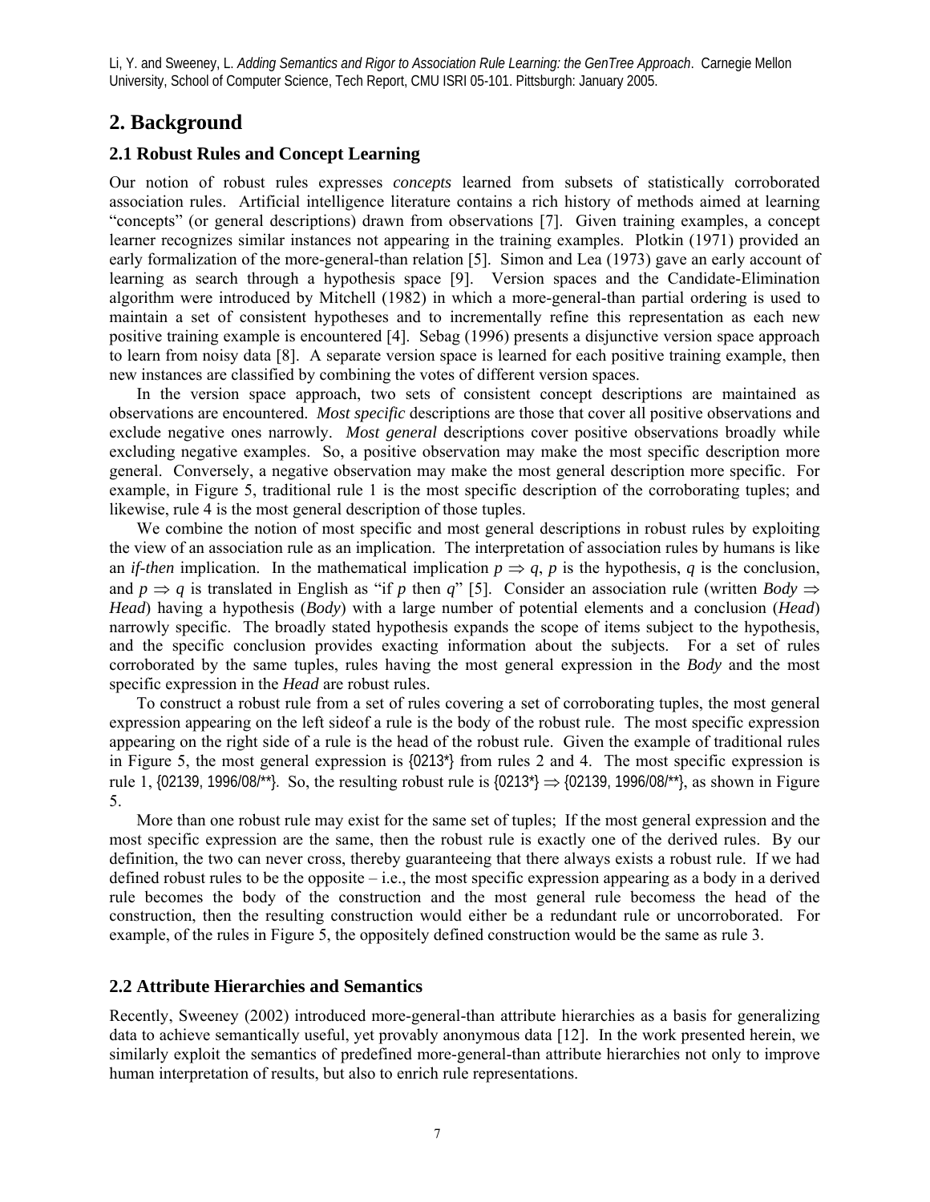## 2. Background

### 2.1 Robust Rules and Concept Learning

Our notion of robust rules expresses *concepts* learned from subsets of statistically corroborated association rules. Artificial intelligence literature contains a rich history of methods aimed at learning "concepts" (or general descriptions) drawn from observations [7]. Given training examples, a concept learner recognizes similar instances not appearing in the training examples. Plotkin (1971) provided an early formalization of the more-general-than relation [5]. Simon and Lea (1973) gave an early account of learning as search through a hypothesis space [9]. Version spaces and the Candidate-Elimination algorithm were introduced by Mitchell (1982) in which a more-general-than partial ordering is used to maintain a set of consistent hypotheses and to incrementally refine this representation as each new positive training example is encountered [4]. Sebag (1996) presents a disjunctive version space approach to learn from noisy data [8]. A separate version space is learned for each positive training example, then new instances are classified by combining the votes of different version spaces.

In the version space approach, two sets of consistent concept descriptions are maintained as observations are encountered. *Most specific* descriptions are those that cover all positive observations and exclude negative ones narrowly. *Most general* descriptions cover positive observations broadly while excluding negative examples. So, a positive observation may make the most specific description more general. Conversely, a negative observation may make the most general description more specific. For example, in Figure 5, traditional rule 1 is the most specific description of the corroborating tuples; and likewise, rule 4 is the most general description of those tuples.

We combine the notion of most specific and most general descriptions in robust rules by exploiting the view of an association rule as an implication. The interpretation of association rules by humans is like an *if-then* implication. In the mathematical implication $p \Rightarrow q$, $p$ is the hypothesis, $q$ is the conclusion, and $p \Rightarrow q$ is translated in English as "if $p$ then $q$" [5]. Consider an association rule (written *Body* $\Rightarrow$ *Head*) having a hypothesis (*Body*) with a large number of potential elements and a conclusion (*Head*) narrowly specific. The broadly stated hypothesis expands the scope of items subject to the hypothesis, and the specific conclusion provides exacting information about the subjects. For a set of rules corroborated by the same tuples, rules having the most general expression in the *Body* and the most specific expression in the *Head* are robust rules.

To construct a robust rule from a set of rules covering a set of corroborating tuples, the most general expression appearing on the left sideof a rule is the body of the robust rule. The most specific expression appearing on the right side of a rule is the head of the robust rule. Given the example of traditional rules in Figure 5, the most general expression is {0213*} from rules 2 and 4. The most specific expression is rule 1, {02139, 1996/08/**}. So, the resulting robust rule is {0213*} $\Rightarrow$ {02139, 1996/08/**}, as shown in Figure 5.

More than one robust rule may exist for the same set of tuples; If the most general expression and the most specific expression are the same, then the robust rule is exactly one of the derived rules. By our definition, the two can never cross, thereby guaranteeing that there always exists a robust rule. If we had defined robust rules to be the opposite – i.e., the most specific expression appearing as a body in a derived rule becomes the body of the construction and the most general rule becomess the head of the construction, then the resulting construction would either be a redundant rule or uncorroborated. For example, of the rules in Figure 5, the oppositely defined construction would be the same as rule 3.

### 2.2 Attribute Hierarchies and Semantics

Recently, Sweeney (2002) introduced more-general-than attribute hierarchies as a basis for generalizing data to achieve semantically useful, yet provably anonymous data [12]. In the work presented herein, we similarly exploit the semantics of predefined more-general-than attribute hierarchies not only to improve human interpretation of results, but also to enrich rule representations.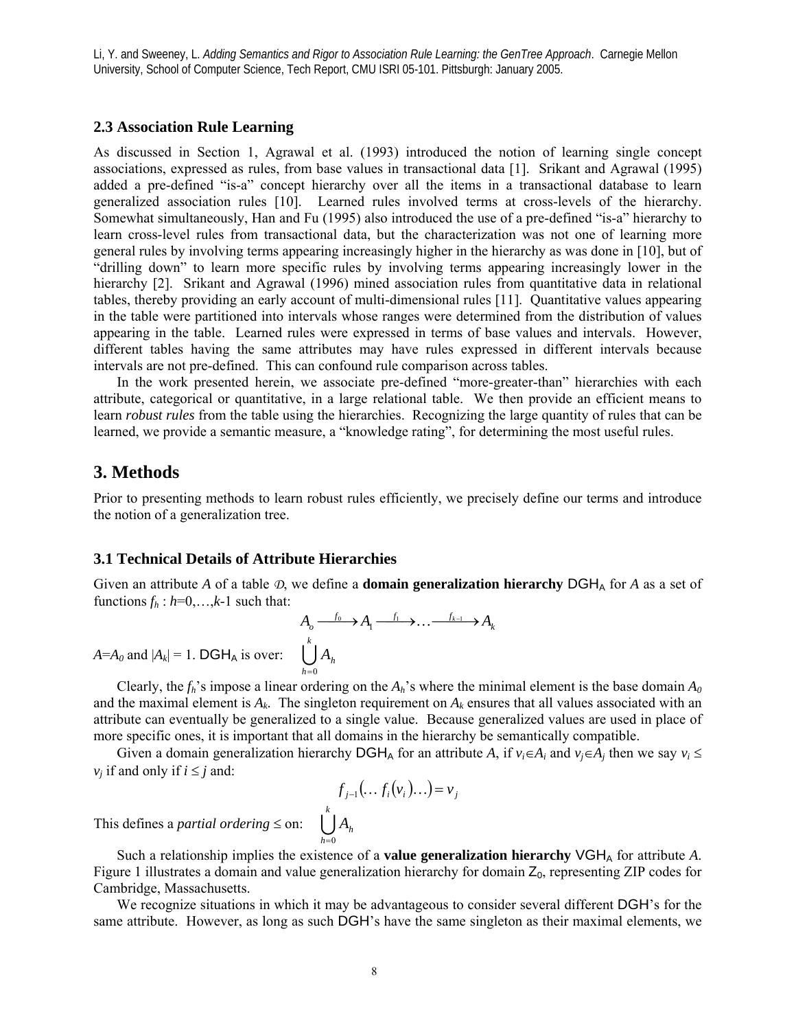## 2.3 Association Rule Learning

As discussed in Section 1, Agrawal et al. (1993) introduced the notion of learning single concept associations, expressed as rules, from base values in transactional data [1]. Srikant and Agrawal (1995) added a pre-defined "is-a" concept hierarchy over all the items in a transactional database to learn generalized association rules [10]. Learned rules involved terms at cross-levels of the hierarchy. Somewhat simultaneously, Han and Fu (1995) also introduced the use of a pre-defined "is-a" hierarchy to learn cross-level rules from transactional data, but the characterization was not one of learning more general rules by involving terms appearing increasingly higher in the hierarchy as was done in [10], but of "drilling down" to learn more specific rules by involving terms appearing increasingly lower in the hierarchy [2]. Srikant and Agrawal (1996) mined association rules from quantitative data in relational tables, thereby providing an early account of multi-dimensional rules [11]. Quantitative values appearing in the table were partitioned into intervals whose ranges were determined from the distribution of values appearing in the table. Learned rules were expressed in terms of base values and intervals. However, different tables having the same attributes may have rules expressed in different intervals because intervals are not pre-defined. This can confound rule comparison across tables.

In the work presented herein, we associate pre-defined "more-greater-than" hierarchies with each attribute, categorical or quantitative, in a large relational table. We then provide an efficient means to learn *robust rules* from the table using the hierarchies. Recognizing the large quantity of rules that can be learned, we provide a semantic measure, a "knowledge rating", for determining the most useful rules.

# 3. Methods

Prior to presenting methods to learn robust rules efficiently, we precisely define our terms and introduce the notion of a generalization tree.

### 3.1 Technical Details of Attribute Hierarchies

Given an attribute $A$ of a table $\mathcal{D}$, we define a **domain generalization hierarchy** $DGH_A$ for $A$ as a set of functions $f_h : h=0,\ldots,k\text{-}1$ such that:

$$A_o \xrightarrow{f_0} A_1 \xrightarrow{f_1} \ldots \xrightarrow{f_{k-1}} A_k$$

$A=A_0$ and $|A_k| = 1$. $DGH_A$ is over: $\bigcup_{h=0}^{k} A_h$

Clearly, the $f_h$'s impose a linear ordering on the $A_h$'s where the minimal element is the base domain $A_0$ and the maximal element is $A_k$. The singleton requirement on $A_k$ ensures that all values associated with an attribute can eventually be generalized to a single value. Because generalized values are used in place of more specific ones, it is important that all domains in the hierarchy be semantically compatible.

Given a domain generalization hierarchy $DGH_A$ for an attribute $A$, if $v_i \in A_i$ and $v_j \in A_j$ then we say $v_i \leq v_j$ if and only if $i \leq j$ and:

$$f_{j-1}(\ldots f_i(v_i)\ldots) = v_j$$

This defines a *partial ordering* $\leq$ on: $\bigcup_{h=0}^{k} A_h$

Such a relationship implies the existence of a **value generalization hierarchy** $VGH_A$ for attribute $A$. Figure 1 illustrates a domain and value generalization hierarchy for domain $Z_0$, representing ZIP codes for Cambridge, Massachusetts.

We recognize situations in which it may be advantageous to consider several different DGH's for the same attribute. However, as long as such DGH's have the same singleton as their maximal elements, we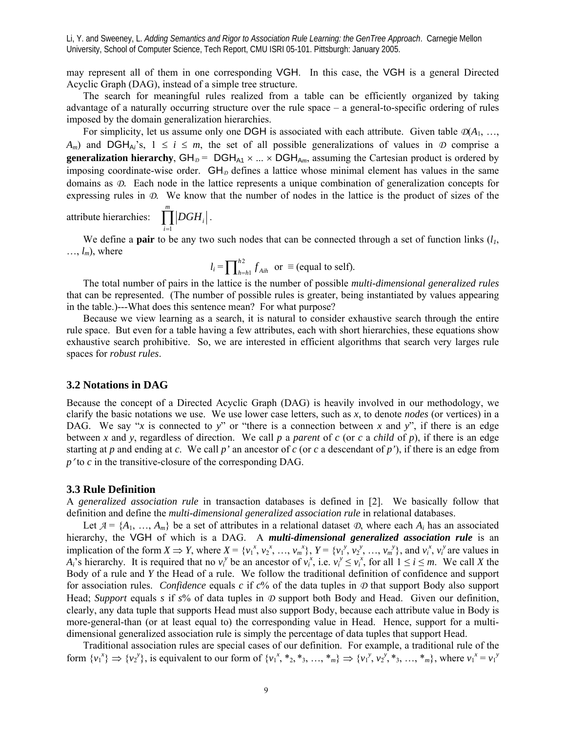may represent all of them in one corresponding VGH. In this case, the VGH is a general Directed Acyclic Graph (DAG), instead of a simple tree structure.

The search for meaningful rules realized from a table can be efficiently organized by taking advantage of a naturally occurring structure over the rule space – a general-to-specific ordering of rules imposed by the domain generalization hierarchies.

For simplicity, let us assume only one DGH is associated with each attribute. Given table $\mathcal{D}(A_1, \ldots, A_m)$ and $\text{DGH}_{Ai}$'s, $1 \leq i \leq m$, the set of all possible generalizations of values in $\mathcal{D}$ comprise a **generalization hierarchy**, $\text{GH}_{\mathcal{D}} = \text{DGH}_{A1} \times \ldots \times \text{DGH}_{Am}$, assuming the Cartesian product is ordered by imposing coordinate-wise order. $\text{GH}_{\mathcal{D}}$ defines a lattice whose minimal element has values in the same domains as $\mathcal{D}$. Each node in the lattice represents a unique combination of generalization concepts for expressing rules in $\mathcal{D}$. We know that the number of nodes in the lattice is the product of sizes of the attribute hierarchies: $\prod_{i=1}^{m} |DGH_i|$.

We define a **pair** to be any two such nodes that can be connected through a set of function links ($l_1, \ldots, l_m$), where

$$l_i = \prod_{h=h1}^{h2} f_{Aih} \text{ or } \equiv \text{(equal to self)}.$$

The total number of pairs in the lattice is the number of possible *multi-dimensional generalized rules* that can be represented. (The number of possible rules is greater, being instantiated by values appearing in the table.)---What does this sentence mean? For what purpose?

Because we view learning as a search, it is natural to consider exhaustive search through the entire rule space. But even for a table having a few attributes, each with short hierarchies, these equations show exhaustive search prohibitive. So, we are interested in efficient algorithms that search very larges rule spaces for *robust rules*.

### 3.2 Notations in DAG

Because the concept of a Directed Acyclic Graph (DAG) is heavily involved in our methodology, we clarify the basic notations we use. We use lower case letters, such as *x*, to denote *nodes* (or vertices) in a DAG. We say "*x* is connected to *y*" or "there is a connection between *x* and *y*", if there is an edge between *x* and *y*, regardless of direction. We call *p* a *parent* of *c* (or *c* a *child* of *p*), if there is an edge starting at *p* and ending at *c*. We call *p'* an ancestor of *c* (or *c* a descendant of *p'*), if there is an edge from *p'* to *c* in the transitive-closure of the corresponding DAG.

### 3.3 Rule Definition

A *generalized association rule* in transaction databases is defined in [2]. We basically follow that definition and define the *multi-dimensional generalized association rule* in relational databases.

Let $\mathcal{A} = \{A_1, \ldots, A_m\}$ be a set of attributes in a relational dataset $\mathcal{D}$, where each $A_i$ has an associated hierarchy, the VGH of which is a DAG. A ***multi-dimensional generalized association rule*** is an implication of the form $X \Rightarrow Y$, where $X = \{v_1^x, v_2^x, \ldots, v_m^x\}$, $Y = \{v_1^y, v_2^y, \ldots, v_m^y\}$, and $v_i^x$, $v_i^y$ are values in $A_i$'s hierarchy. It is required that no $v_i^y$ be an ancestor of $v_i^x$, i.e. $v_i^y \leq v_i^x$, for all $1 \leq i \leq m$. We call *X* the Body of a rule and *Y* the Head of a rule. We follow the traditional definition of confidence and support for association rules. *Confidence* equals *c* if *c*% of the data tuples in $\mathcal{D}$ that support Body also support Head; *Support* equals *s* if *s*% of data tuples in $\mathcal{D}$ support both Body and Head. Given our definition, clearly, any data tuple that supports Head must also support Body, because each attribute value in Body is more-general-than (or at least equal to) the corresponding value in Head. Hence, support for a multi-dimensional generalized association rule is simply the percentage of data tuples that support Head.

Traditional association rules are special cases of our definition. For example, a traditional rule of the form $\{v_1^x\} \Rightarrow \{v_2^y\}$, is equivalent to our form of $\{v_1^x, *_2, *_3, \ldots, *_m\} \Rightarrow \{v_1^y, v_2^y, *_3, \ldots, *_m\}$, where $v_1^x = v_1^y$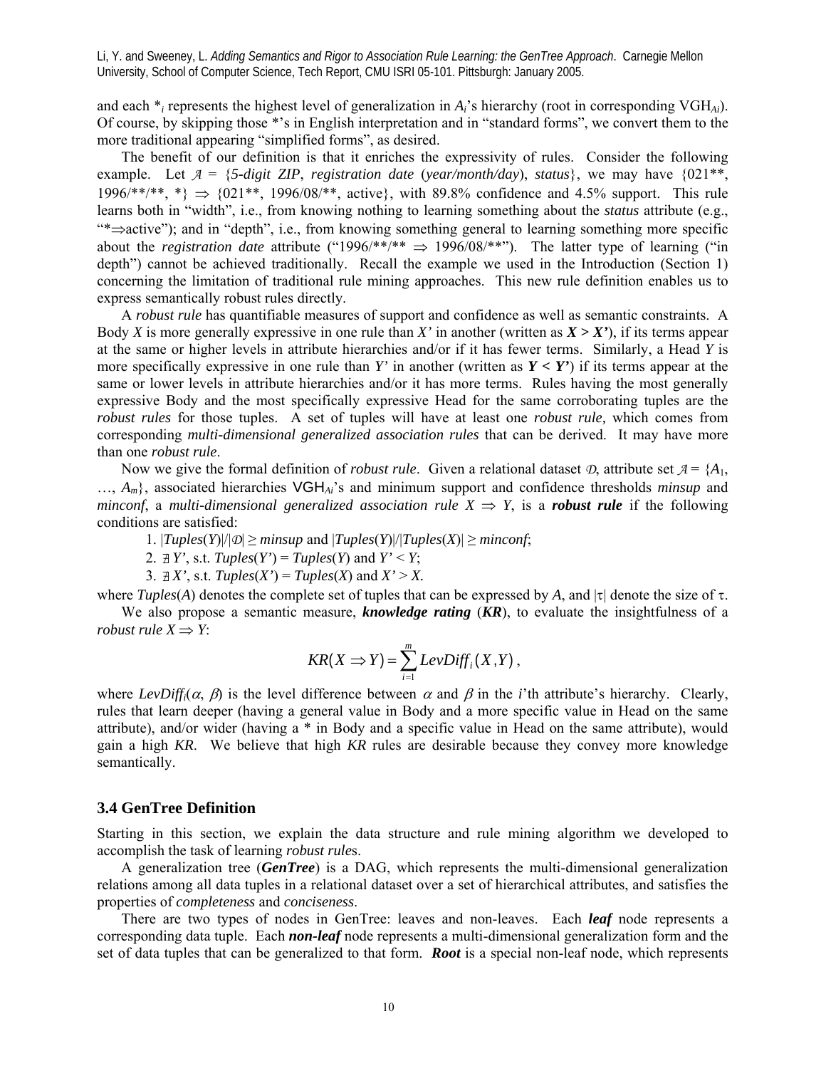and each $*_i$ represents the highest level of generalization in $A_i$'s hierarchy (root in corresponding VGH$_{Ai}$). Of course, by skipping those *'s in English interpretation and in "standard forms", we convert them to the more traditional appearing "simplified forms", as desired.

The benefit of our definition is that it enriches the expressivity of rules. Consider the following example. Let $\mathcal{A}$ = {*5-digit ZIP*, *registration date* (*year/month/day*), *status*}, we may have {021**, 1996/**/**, *} $\Rightarrow$ {021**, 1996/08/**, active}, with 89.8% confidence and 4.5% support. This rule learns both in "width", i.e., from knowing nothing to learning something about the *status* attribute (e.g., "*$\Rightarrow$active"); and in "depth", i.e., from knowing something general to learning something more specific about the *registration date* attribute ("1996/**/** $\Rightarrow$ 1996/08/**"). The latter type of learning ("in depth") cannot be achieved traditionally. Recall the example we used in the Introduction (Section 1) concerning the limitation of traditional rule mining approaches. This new rule definition enables us to express semantically robust rules directly.

A *robust rule* has quantifiable measures of support and confidence as well as semantic constraints. A Body *X* is more generally expressive in one rule than *X'* in another (written as ***X > X'***), if its terms appear at the same or higher levels in attribute hierarchies and/or if it has fewer terms. Similarly, a Head *Y* is more specifically expressive in one rule than *Y'* in another (written as ***Y < Y'***) if its terms appear at the same or lower levels in attribute hierarchies and/or it has more terms. Rules having the most generally expressive Body and the most specifically expressive Head for the same corroborating tuples are the *robust rules* for those tuples. A set of tuples will have at least one *robust rule,* which comes from corresponding *multi-dimensional generalized association rules* that can be derived. It may have more than one *robust rule*.

Now we give the formal definition of *robust rule*. Given a relational dataset $\mathcal{D}$, attribute set $\mathcal{A} = \{A_1, \ldots, A_m\}$, associated hierarchies VGH$_{Ai}$'s and minimum support and confidence thresholds *minsup* and *minconf*, a *multi-dimensional generalized association rule* $X \Rightarrow Y$, is a ***robust rule*** if the following conditions are satisfied:

1. $|Tuples(Y)|/|\mathcal{D}| \geq minsup$ and $|Tuples(Y)|/|Tuples(X)| \geq minconf$;
2. $\nexists\, Y'$, s.t. $Tuples(Y') = Tuples(Y)$ and $Y' < Y$;
3. $\nexists\, X'$, s.t. $Tuples(X') = Tuples(X)$ and $X' > X$.

where *Tuples*(*A*) denotes the complete set of tuples that can be expressed by *A*, and $|\tau|$ denote the size of $\tau$.

We also propose a semantic measure, ***knowledge rating*** (***KR***), to evaluate the insightfulness of a *robust rule* $X \Rightarrow Y$:

$$KR(X \Rightarrow Y) = \sum_{i=1}^{m} LevDiff_i(X, Y),$$

where $LevDiff_i(\alpha, \beta)$ is the level difference between $\alpha$ and $\beta$ in the *i*'th attribute's hierarchy. Clearly, rules that learn deeper (having a general value in Body and a more specific value in Head on the same attribute), and/or wider (having a * in Body and a specific value in Head on the same attribute), would gain a high *KR*. We believe that high *KR* rules are desirable because they convey more knowledge semantically.

### 3.4 GenTree Definition

Starting in this section, we explain the data structure and rule mining algorithm we developed to accomplish the task of learning *robust rule*s.

A generalization tree (***GenTree***) is a DAG, which represents the multi-dimensional generalization relations among all data tuples in a relational dataset over a set of hierarchical attributes, and satisfies the properties of *completeness* and *conciseness*.

There are two types of nodes in GenTree: leaves and non-leaves. Each ***leaf*** node represents a corresponding data tuple. Each ***non-leaf*** node represents a multi-dimensional generalization form and the set of data tuples that can be generalized to that form. ***Root*** is a special non-leaf node, which represents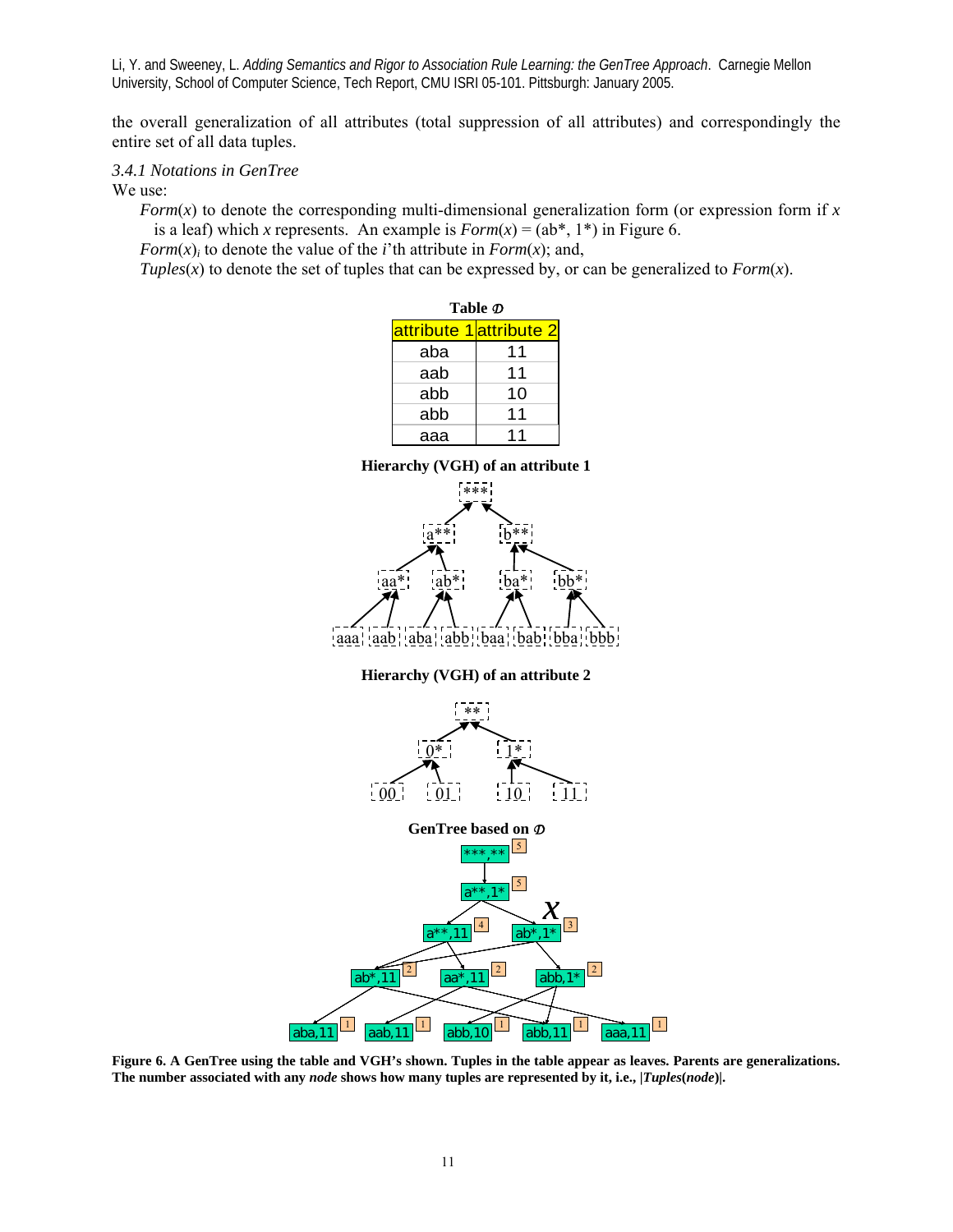the overall generalization of all attributes (total suppression of all attributes) and correspondingly the entire set of all data tuples.

*3.4.1 Notations in GenTree*

We use:

*Form*($x$) to denote the corresponding multi-dimensional generalization form (or expression form if $x$ is a leaf) which $x$ represents. An example is *Form*($x$) = (ab\*, 1\*) in Figure 6.

*Form*($x$)$_i$ to denote the value of the $i$'th attribute in *Form*($x$); and,

*Tuples*($x$) to denote the set of tuples that can be expressed by, or can be generalized to *Form*($x$).

**Table** $\mathcal{D}$

| attribute 1 | attribute 2 |
|---|---|
| aba | 11 |
| aab | 11 |
| abb | 10 |
| abb | 11 |
| aaa | 11 |

**Hierarchy (VGH) of an attribute 1**

**Hierarchy (VGH) of an attribute 2**

**GenTree based on** $\mathcal{D}$

**Figure 6. A GenTree using the table and VGH's shown. Tuples in the table appear as leaves. Parents are generalizations. The number associated with any *node* shows how many tuples are represented by it, i.e., |*Tuples*(*node*)|.**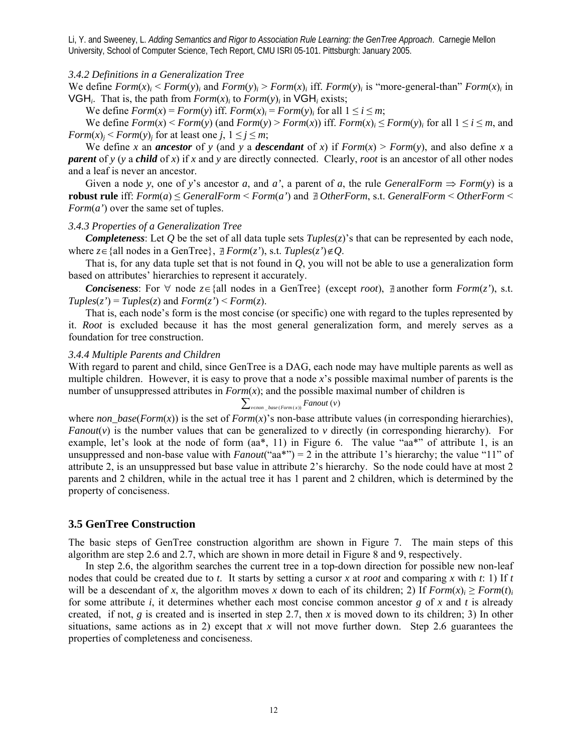### 3.4.2 Definitions in a Generalization Tree

We define $Form(x)_i < Form(y)_i$ and $Form(y)_i > Form(x)_i$ iff. $Form(y)_i$ is "more-general-than" $Form(x)_i$ in $VGH_i$. That is, the path from $Form(x)_i$ to $Form(y)_i$ in $VGH_i$ exists;

We define $Form(x) = Form(y)$ iff. $Form(x)_i = Form(y)_i$ for all $1 \leq i \leq m$;

We define $Form(x) < Form(y)$ (and $Form(y) > Form(x)$) iff. $Form(x)_i \leq Form(y)_i$ for all $1 \leq i \leq m$, and $Form(x)_j < Form(y)_j$ for at least one $j$, $1 \leq j \leq m$;

We define *x* an ***ancestor*** of *y* (and *y* a ***descendant*** of *x*) if $Form(x) > Form(y)$, and also define *x* a ***parent*** of *y* (*y* a ***child*** of *x*) if *x* and *y* are directly connected. Clearly, *root* is an ancestor of all other nodes and a leaf is never an ancestor.

Given a node *y*, one of *y*'s ancestor *a*, and *a'*, a parent of *a*, the rule $GeneralForm \Rightarrow Form(y)$ is a **robust rule** iff: $Form(a) \leq GeneralForm < Form(a')$ and $\nexists\, OtherForm$, s.t. $GeneralForm < OtherForm < Form(a')$ over the same set of tuples.

### 3.4.3 Properties of a Generalization Tree

***Completeness***: Let *Q* be the set of all data tuple sets *Tuples*(*z*)'s that can be represented by each node, where $z \in$ {all nodes in a GenTree}, $\nexists\, Form(z')$, s.t. $Tuples(z') \notin Q$.

That is, for any data tuple set that is not found in *Q*, you will not be able to use a generalization form based on attributes' hierarchies to represent it accurately.

***Conciseness***: For $\forall$ node $z \in$ {all nodes in a GenTree} (except *root*), $\nexists$ another form *Form*(*z'*), s.t. $Tuples(z') = Tuples(z)$ and $Form(z') < Form(z)$.

That is, each node's form is the most concise (or specific) one with regard to the tuples represented by it. *Root* is excluded because it has the most general generalization form, and merely serves as a foundation for tree construction.

### 3.4.4 Multiple Parents and Children

With regard to parent and child, since GenTree is a DAG, each node may have multiple parents as well as multiple children. However, it is easy to prove that a node *x*'s possible maximal number of parents is the number of unsuppressed attributes in *Form*(*x*); and the possible maximal number of children is

$$\sum_{v \in non\_base(Form(x))} Fanout(v)$$

where *non_base*(*Form*(*x*)) is the set of *Form*(*x*)'s non-base attribute values (in corresponding hierarchies), *Fanout*(*v*) is the number values that can be generalized to *v* directly (in corresponding hierarchy). For example, let's look at the node of form (aa*, 11) in Figure 6. The value "aa*" of attribute 1, is an unsuppressed and non-base value with *Fanout*("aa*") = 2 in the attribute 1's hierarchy; the value "11" of attribute 2, is an unsuppressed but base value in attribute 2's hierarchy. So the node could have at most 2 parents and 2 children, while in the actual tree it has 1 parent and 2 children, which is determined by the property of conciseness.

## 3.5 GenTree Construction

The basic steps of GenTree construction algorithm are shown in Figure 7. The main steps of this algorithm are step 2.6 and 2.7, which are shown in more detail in Figure 8 and 9, respectively.

In step 2.6, the algorithm searches the current tree in a top-down direction for possible new non-leaf nodes that could be created due to *t*. It starts by setting a cursor *x* at *root* and comparing *x* with *t*: 1) If *t* will be a descendant of *x*, the algorithm moves *x* down to each of its children; 2) If $Form(x)_i \geq Form(t)_i$ for some attribute *i*, it determines whether each most concise common ancestor *g* of *x* and *t* is already created, if not, *g* is created and is inserted in step 2.7, then *x* is moved down to its children; 3) In other situations, same actions as in 2) except that *x* will not move further down. Step 2.6 guarantees the properties of completeness and conciseness.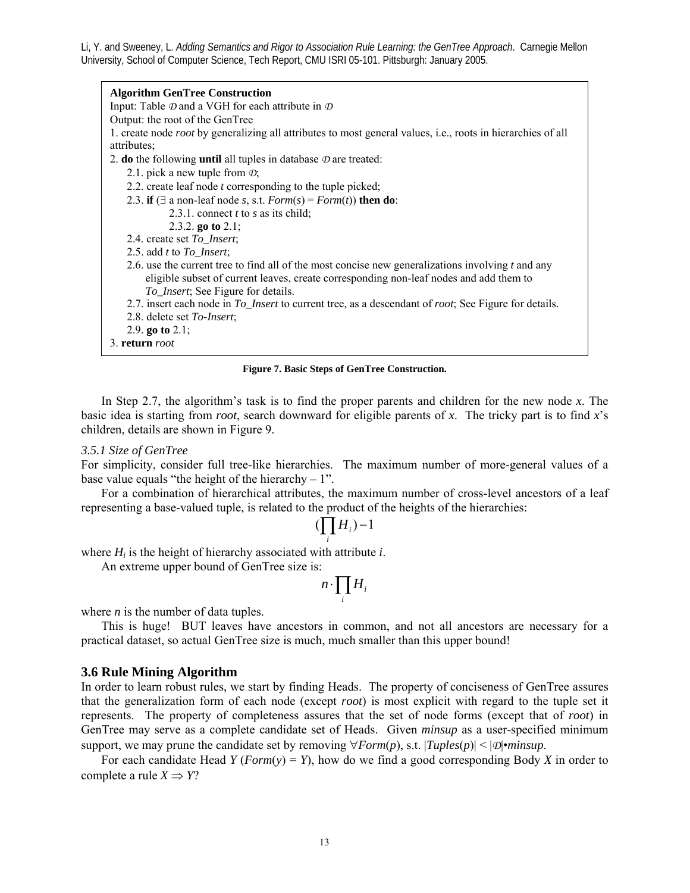**Algorithm GenTree Construction**
Input: Table $\mathcal{D}$ and a VGH for each attribute in $\mathcal{D}$
Output: the root of the GenTree
1. create node *root* by generalizing all attributes to most general values, i.e., roots in hierarchies of all attributes;
2. **do** the following **until** all tuples in database $\mathcal{D}$ are treated:
   2.1. pick a new tuple from $\mathcal{D}$;
   2.2. create leaf node *t* corresponding to the tuple picked;
   2.3. **if** ($\exists$ a non-leaf node *s*, s.t. *Form*(*s*) = *Form*(*t*)) **then do**:
      2.3.1. connect *t* to *s* as its child;
      2.3.2. **go to** 2.1;
   2.4. create set *To_Insert*;
   2.5. add *t* to *To_Insert*;
   2.6. use the current tree to find all of the most concise new generalizations involving *t* and any eligible subset of current leaves, create corresponding non-leaf nodes and add them to *To_Insert*; See Figure for details.
   2.7. insert each node in *To_Insert* to current tree, as a descendant of *root*; See Figure for details.
   2.8. delete set *To-Insert*;
   2.9. **go to** 2.1;
3. **return** *root*

**Figure 7. Basic Steps of GenTree Construction.**

In Step 2.7, the algorithm's task is to find the proper parents and children for the new node *x*. The basic idea is starting from *root*, search downward for eligible parents of *x*. The tricky part is to find *x*'s children, details are shown in Figure 9.

### 3.5.1 Size of GenTree

For simplicity, consider full tree-like hierarchies. The maximum number of more-general values of a base value equals "the height of the hierarchy – 1".

For a combination of hierarchical attributes, the maximum number of cross-level ancestors of a leaf representing a base-valued tuple, is related to the product of the heights of the hierarchies:

$$(\prod_i H_i) - 1$$

where $H_i$ is the height of hierarchy associated with attribute *i*.

An extreme upper bound of GenTree size is:

$$n \cdot \prod_i H_i$$

where *n* is the number of data tuples.

This is huge! BUT leaves have ancestors in common, and not all ancestors are necessary for a practical dataset, so actual GenTree size is much, much smaller than this upper bound!

## 3.6 Rule Mining Algorithm

In order to learn robust rules, we start by finding Heads. The property of conciseness of GenTree assures that the generalization form of each node (except *root*) is most explicit with regard to the tuple set it represents. The property of completeness assures that the set of node forms (except that of *root*) in GenTree may serve as a complete candidate set of Heads. Given ***minsup*** as a user-specified minimum support, we may prune the candidate set by removing $\forall Form(p)$, s.t. $|Tuples(p)| < |\mathcal{D}| \bullet minsup$.

For each candidate Head *Y* (*Form*(*y*) = *Y*), how do we find a good corresponding Body *X* in order to complete a rule $X \Rightarrow Y$?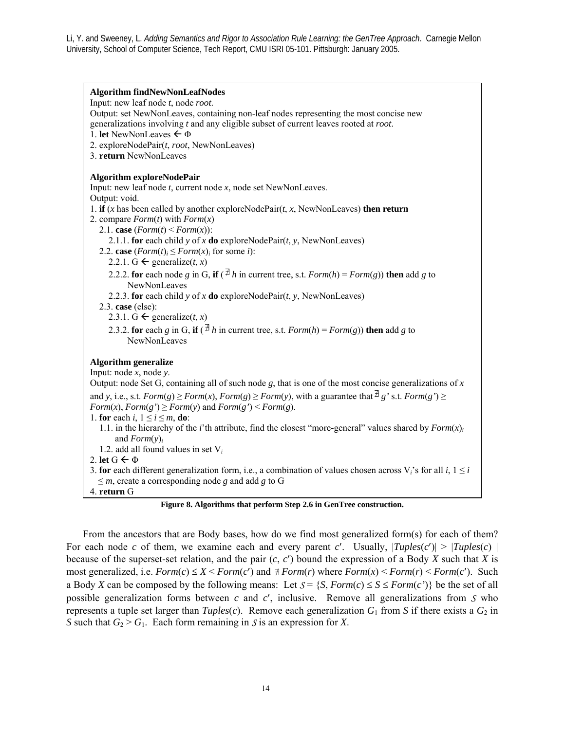**Algorithm findNewNonLeafNodes**
Input: new leaf node *t*, node *root*.
Output: set NewNonLeaves, containing non-leaf nodes representing the most concise new generalizations involving *t* and any eligible subset of current leaves rooted at *root*.
1. **let** NewNonLeaves ← Φ
2. exploreNodePair(*t*, *root*, NewNonLeaves)
3. **return** NewNonLeaves

**Algorithm exploreNodePair**
Input: new leaf node *t*, current node *x*, node set NewNonLeaves.
Output: void.
1. **if** (*x* has been called by another exploreNodePair(*t*, *x*, NewNonLeaves) **then return**
2. compare *Form*(*t*) with *Form*(*x*)
   2.1. **case** (*Form*(*t*) < *Form*(*x*)):
      2.1.1. **for** each child *y* of *x* **do** exploreNodePair(*t*, *y*, NewNonLeaves)
   2.2. **case** ($Form(t)_i \leq Form(x)_i$ for some *i*):
      2.2.1. G ← generalize(*t*, *x*)
      2.2.2. **for** each node *g* in G, **if** (∄ *h* in current tree, s.t. *Form*(*h*) = *Form*(*g*)) **then** add *g* to NewNonLeaves
      2.2.3. **for** each child *y* of *x* **do** exploreNodePair(*t*, *y*, NewNonLeaves)
   2.3. **case** (else):
      2.3.1. G ← generalize(*t*, *x*)
      2.3.2. **for** each *g* in G, **if** (∄ *h* in current tree, s.t. *Form*(*h*) = *Form*(*g*)) **then** add *g* to NewNonLeaves

**Algorithm generalize**
Input: node *x*, node *y*.
Output: node Set G, containing all of such node *g*, that is one of the most concise generalizations of *x* and *y*, i.e., s.t. *Form*(*g*) ≥ *Form*(*x*), *Form*(*g*) ≥ *Form*(*y*), with a guarantee that ∄ *g'* s.t. *Form*(*g'*) ≥ *Form*(*x*), *Form*(*g'*) ≥ *Form*(*y*) and *Form*(*g'*) < *Form*(*g*).
1. **for** each *i*, $1 \leq i \leq m$, **do**:
   1.1. in the hierarchy of the *i*'th attribute, find the closest "more-general" values shared by $Form(x)_i$ and $Form(y)_i$
   1.2. add all found values in set $V_i$
2. **let** G ← Φ
3. **for** each different generalization form, i.e., a combination of values chosen across $V_i$'s for all *i*, $1 \leq i \leq m$, create a corresponding node *g* and add *g* to G
4. **return** G

**Figure 8. Algorithms that perform Step 2.6 in GenTree construction.**

From the ancestors that are Body bases, how do we find most generalized form(s) for each of them? For each node *c* of them, we examine each and every parent *c′*. Usually, $|Tuples(c')| > |Tuples(c)|$ because of the superset-set relation, and the pair (*c*, *c′*) bound the expression of a Body *X* such that *X* is most generalized, i.e. $Form(c) \leq X < Form(c')$ and ∄ $Form(r)$ where $Form(x) < Form(r) < Form(c')$. Such a Body *X* can be composed by the following means: Let $\mathcal{S} = \{S, Form(c) \leq S \leq Form(c')\}$ be the set of all possible generalization forms between *c* and *c′*, inclusive. Remove all generalizations from $\mathcal{S}$ who represents a tuple set larger than *Tuples*(*c*). Remove each generalization $G_1$ from *S* if there exists a $G_2$ in *S* such that $G_2 > G_1$. Each form remaining in $\mathcal{S}$ is an expression for *X*.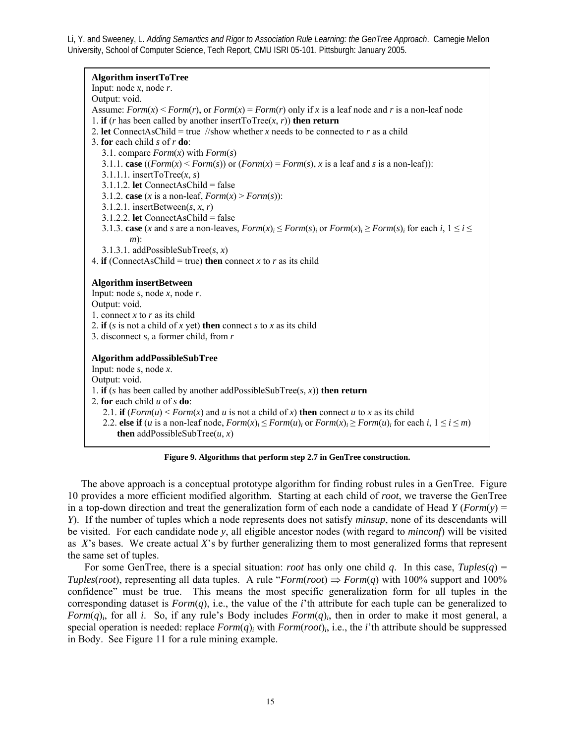**Algorithm insertToTree**
Input: node $x$, node $r$.
Output: void.
Assume: $Form(x) < Form(r)$, or $Form(x) = Form(r)$ only if $x$ is a leaf node and $r$ is a non-leaf node
1. **if** ($r$ has been called by another insertToTree($x$, $r$)) **then return**
2. **let** ConnectAsChild = true //show whether $x$ needs to be connected to $r$ as a child
3. **for** each child $s$ of $r$ **do**:
   3.1. compare $Form(x)$ with $Form(s)$
   3.1.1. **case** (($Form(x) < Form(s)$) or ($Form(x) = Form(s)$, $x$ is a leaf and $s$ is a non-leaf)):
   3.1.1.1. insertToTree($x$, $s$)
   3.1.1.2. **let** ConnectAsChild = false
   3.1.2. **case** ($x$ is a non-leaf, $Form(x) > Form(s)$):
   3.1.2.1. insertBetween($s$, $x$, $r$)
   3.1.2.2. **let** ConnectAsChild = false
   3.1.3. **case** ($x$ and $s$ are a non-leaves, $Form(x)_i \leq Form(s)_i$ or $Form(x)_i \geq Form(s)_i$ for each $i$, $1 \leq i \leq m$):
   3.1.3.1. addPossibleSubTree($s$, $x$)
4. **if** (ConnectAsChild = true) **then** connect $x$ to $r$ as its child

**Algorithm insertBetween**
Input: node $s$, node $x$, node $r$.
Output: void.
1. connect $x$ to $r$ as its child
2. **if** ($s$ is not a child of $x$ yet) **then** connect $s$ to $x$ as its child
3. disconnect $s$, a former child, from $r$

**Algorithm addPossibleSubTree**
Input: node $s$, node $x$.
Output: void.
1. **if** ($s$ has been called by another addPossibleSubTree($s$, $x$)) **then return**
2. **for** each child $u$ of $s$ **do**:
   2.1. **if** ($Form(u) < Form(x)$ and $u$ is not a child of $x$) **then** connect $u$ to $x$ as its child
   2.2. **else if** ($u$ is a non-leaf node, $Form(x)_i \leq Form(u)_i$ or $Form(x)_i \geq Form(u)_i$ for each $i$, $1 \leq i \leq m$) **then** addPossibleSubTree($u$, $x$)

**Figure 9. Algorithms that perform step 2.7 in GenTree construction.**

The above approach is a conceptual prototype algorithm for finding robust rules in a GenTree. Figure 10 provides a more efficient modified algorithm. Starting at each child of *root*, we traverse the GenTree in a top-down direction and treat the generalization form of each node a candidate of Head $Y$ ($Form(y) = Y$). If the number of tuples which a node represents does not satisfy *minsup*, none of its descendants will be visited. For each candidate node $y$, all eligible ancestor nodes (with regard to *minconf*) will be visited as $X$'s bases. We create actual $X$'s by further generalizing them to most generalized forms that represent the same set of tuples.

For some GenTree, there is a special situation: *root* has only one child $q$. In this case, $Tuples(q) = Tuples(root)$, representing all data tuples. A rule "$Form(root) \Rightarrow Form(q)$ with 100% support and 100% confidence" must be true. This means the most specific generalization form for all tuples in the corresponding dataset is $Form(q)$, i.e., the value of the $i$'th attribute for each tuple can be generalized to $Form(q)_i$, for all $i$. So, if any rule's Body includes $Form(q)_i$, then in order to make it most general, a special operation is needed: replace $Form(q)_i$ with $Form(root)_i$, i.e., the $i$'th attribute should be suppressed in Body. See Figure 11 for a rule mining example.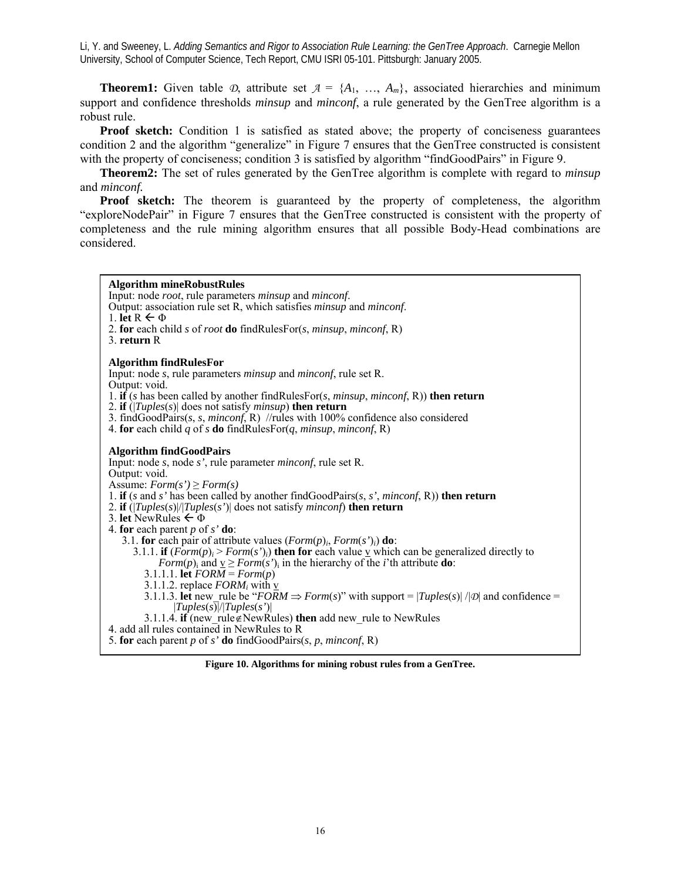**Theorem1:** Given table $\mathcal{D}$, attribute set $\mathcal{A} = \{A_1, \ldots, A_m\}$, associated hierarchies and minimum support and confidence thresholds *minsup* and *minconf*, a rule generated by the GenTree algorithm is a robust rule.

**Proof sketch:** Condition 1 is satisfied as stated above; the property of conciseness guarantees condition 2 and the algorithm "generalize" in Figure 7 ensures that the GenTree constructed is consistent with the property of conciseness; condition 3 is satisfied by algorithm "findGoodPairs" in Figure 9.

**Theorem2:** The set of rules generated by the GenTree algorithm is complete with regard to *minsup* and *minconf*.

**Proof sketch:** The theorem is guaranteed by the property of completeness, the algorithm "exploreNodePair" in Figure 7 ensures that the GenTree constructed is consistent with the property of completeness and the rule mining algorithm ensures that all possible Body-Head combinations are considered.

```
Algorithm mineRobustRules
Input: node root, rule parameters minsup and minconf.
Output: association rule set R, which satisfies minsup and minconf.
1. let R ← Φ
2. for each child s of root do findRulesFor(s, minsup, minconf, R)
3. return R

Algorithm findRulesFor
Input: node s, rule parameters minsup and minconf, rule set R.
Output: void.
1. if (s has been called by another findRulesFor(s, minsup, minconf, R)) then return
2. if (|Tuples(s)| does not satisfy minsup) then return
3. findGoodPairs(s, s, minconf, R)  //rules with 100% confidence also considered
4. for each child q of s do findRulesFor(q, minsup, minconf, R)

Algorithm findGoodPairs
Input: node s, node s', rule parameter minconf, rule set R.
Output: void.
Assume: Form(s') ≥ Form(s)
1. if (s and s' has been called by another findGoodPairs(s, s', minconf, R)) then return
2. if (|Tuples(s)|/|Tuples(s')| does not satisfy minconf) then return
3. let NewRules ← Φ
4. for each parent p of s' do:
   3.1. for each pair of attribute values (Form(p)_i, Form(s')_i) do:
      3.1.1. if (Form(p)_i > Form(s')_i) then for each value v which can be generalized directly to
             Form(p)_i and v ≥ Form(s')_i in the hierarchy of the i'th attribute do:
         3.1.1.1. let FORM = Form(p)
         3.1.1.2. replace FORM_i with v
         3.1.1.3. let new_rule be "FORM ⇒ Form(s)" with support = |Tuples(s)| /|D| and confidence =
                  |Tuples(s)|/|Tuples(s')|
         3.1.1.4. if (new_rule ∉ NewRules) then add new_rule to NewRules
4. add all rules contained in NewRules to R
5. for each parent p of s' do findGoodPairs(s, p, minconf, R)
```

**Figure 10. Algorithms for mining robust rules from a GenTree.**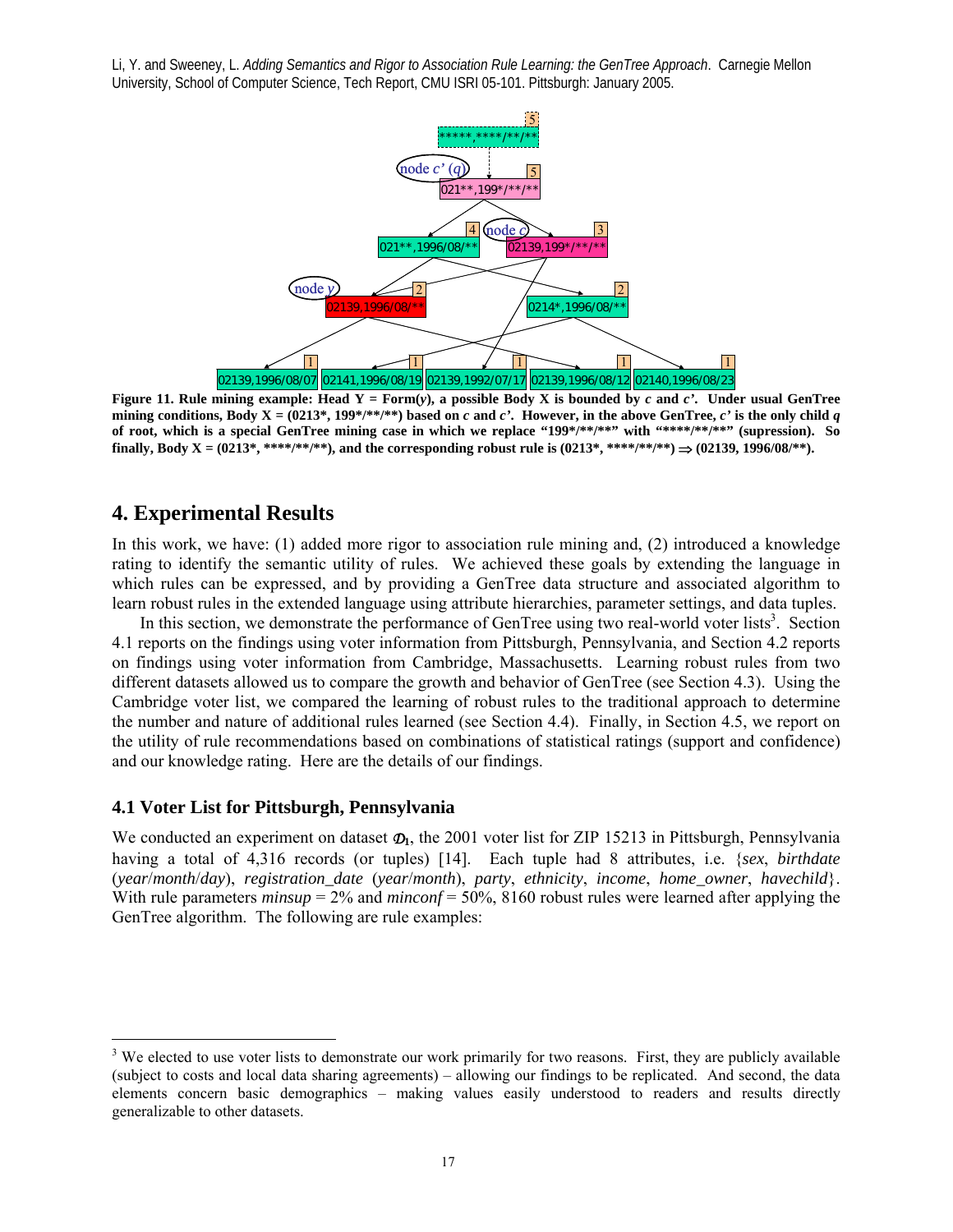**Figure 11. Rule mining example: Head Y = Form(*y*), a possible Body X is bounded by *c* and *c'*. Under usual GenTree mining conditions, Body X = (0213*, 199*/**/**) based on *c* and *c'*. However, in the above GenTree, *c'* is the only child *q* of root, which is a special GenTree mining case in which we replace "199*/**/**" with "****/**/**" (supression). So finally, Body X = (0213*, ****/**/**), and the corresponding robust rule is (0213*, ****/**/**) ⇒ (02139, 1996/08/**).**

## 4. Experimental Results

In this work, we have: (1) added more rigor to association rule mining and, (2) introduced a knowledge rating to identify the semantic utility of rules. We achieved these goals by extending the language in which rules can be expressed, and by providing a GenTree data structure and associated algorithm to learn robust rules in the extended language using attribute hierarchies, parameter settings, and data tuples.

In this section, we demonstrate the performance of GenTree using two real-world voter lists[3]. Section 4.1 reports on the findings using voter information from Pittsburgh, Pennsylvania, and Section 4.2 reports on findings using voter information from Cambridge, Massachusetts. Learning robust rules from two different datasets allowed us to compare the growth and behavior of GenTree (see Section 4.3). Using the Cambridge voter list, we compared the learning of robust rules to the traditional approach to determine the number and nature of additional rules learned (see Section 4.4). Finally, in Section 4.5, we report on the utility of rule recommendations based on combinations of statistical ratings (support and confidence) and our knowledge rating. Here are the details of our findings.

### 4.1 Voter List for Pittsburgh, Pennsylvania

We conducted an experiment on dataset $\mathcal{D}_1$, the 2001 voter list for ZIP 15213 in Pittsburgh, Pennsylvania having a total of 4,316 records (or tuples) [14]. Each tuple had 8 attributes, i.e. {*sex*, *birthdate* (*year*/*month*/*day*), *registration_date* (*year*/*month*), *party*, *ethnicity*, *income*, *home_owner*, *havechild*}. With rule parameters *minsup* = 2% and *minconf* = 50%, 8160 robust rules were learned after applying the GenTree algorithm. The following are rule examples:

---

[3] We elected to use voter lists to demonstrate our work primarily for two reasons. First, they are publicly available (subject to costs and local data sharing agreements) – allowing our findings to be replicated. And second, the data elements concern basic demographics – making values easily understood to readers and results directly generalizable to other datasets.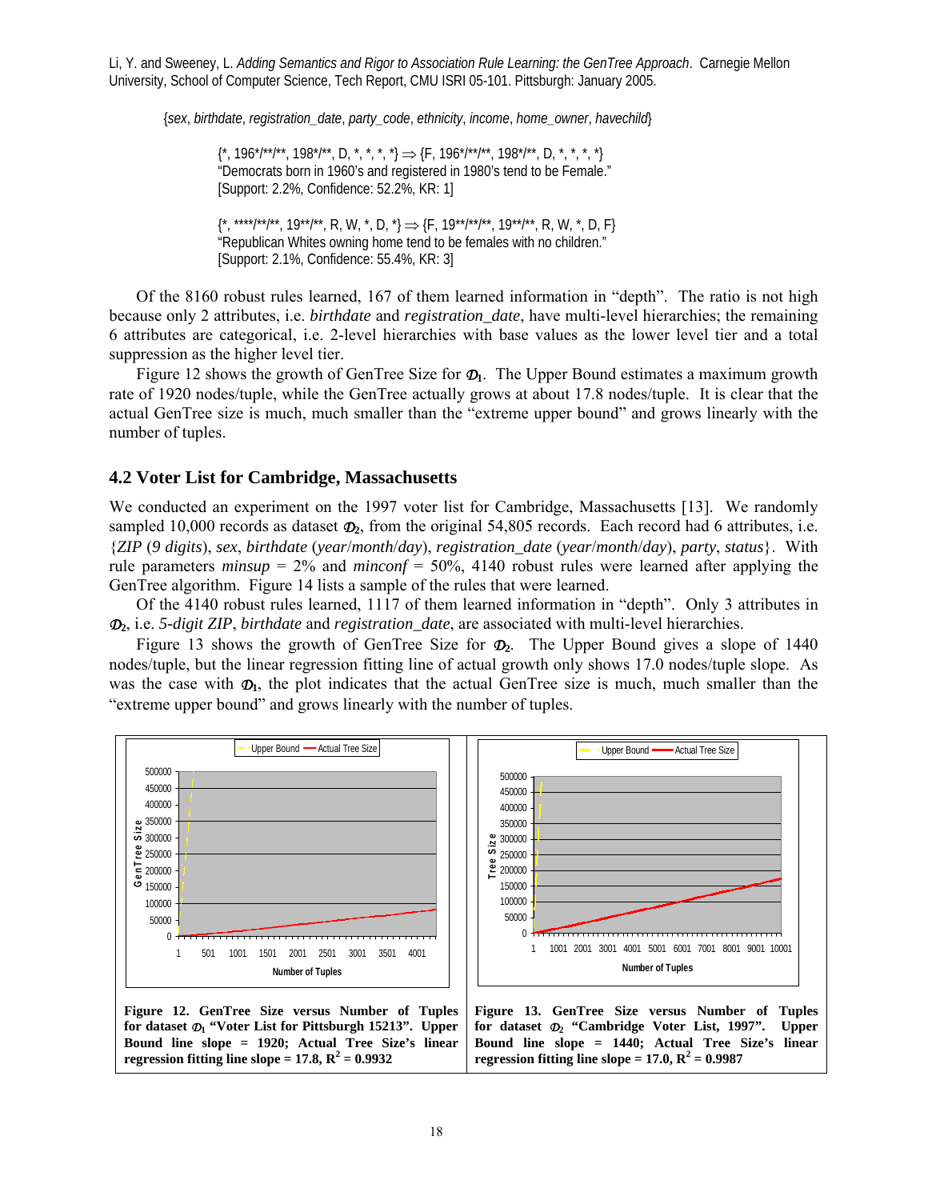{*sex*, *birthdate*, *registration_date*, *party_code*, *ethnicity*, *income*, *home_owner*, *havechild*}

> {*, 196*/**/**, 198*/**, D, *, *, *, *} ⇒ {F, 196*/**/**, 198*/**, D, *, *, *, *}
> "Democrats born in 1960's and registered in 1980's tend to be Female."
> [Support: 2.2%, Confidence: 52.2%, KR: 1]
>
> {*, ****/**/**, 19**/**, R, W, *, D, *} ⇒ {F, 19**/**/**, 19**/**, R, W, *, D, F}
> "Republican Whites owning home tend to be females with no children."
> [Support: 2.1%, Confidence: 55.4%, KR: 3]

Of the 8160 robust rules learned, 167 of them learned information in "depth". The ratio is not high because only 2 attributes, i.e. *birthdate* and *registration_date*, have multi-level hierarchies; the remaining 6 attributes are categorical, i.e. 2-level hierarchies with base values as the lower level tier and a total suppression as the higher level tier.

Figure 12 shows the growth of GenTree Size for $\mathcal{D}_1$. The Upper Bound estimates a maximum growth rate of 1920 nodes/tuple, while the GenTree actually grows at about 17.8 nodes/tuple. It is clear that the actual GenTree size is much, much smaller than the "extreme upper bound" and grows linearly with the number of tuples.

## 4.2 Voter List for Cambridge, Massachusetts

We conducted an experiment on the 1997 voter list for Cambridge, Massachusetts [13]. We randomly sampled 10,000 records as dataset $\mathcal{D}_2$, from the original 54,805 records. Each record had 6 attributes, i.e. {*ZIP* (*9 digits*), *sex*, *birthdate* (*year*/*month*/*day*), *registration_date* (*year*/*month*/*day*), *party*, *status*}. With rule parameters *minsup* = 2% and *minconf* = 50%, 4140 robust rules were learned after applying the GenTree algorithm. Figure 14 lists a sample of the rules that were learned.

Of the 4140 robust rules learned, 1117 of them learned information in "depth". Only 3 attributes in $\mathcal{D}_2$, i.e. *5-digit ZIP*, *birthdate* and *registration_date*, are associated with multi-level hierarchies.

Figure 13 shows the growth of GenTree Size for $\mathcal{D}_2$. The Upper Bound gives a slope of 1440 nodes/tuple, but the linear regression fitting line of actual growth only shows 17.0 nodes/tuple slope. As was the case with $\mathcal{D}_1$, the plot indicates that the actual GenTree size is much, much smaller than the "extreme upper bound" and grows linearly with the number of tuples.

**Figure 12. GenTree Size versus Number of Tuples for dataset $\mathcal{D}_1$ "Voter List for Pittsburgh 15213". Upper Bound line slope = 1920; Actual Tree Size's linear regression fitting line slope = 17.8, $R^2$ = 0.9932**

**Figure 13. GenTree Size versus Number of Tuples for dataset $\mathcal{D}_2$ "Cambridge Voter List, 1997". Upper Bound line slope = 1440; Actual Tree Size's linear regression fitting line slope = 17.0, $R^2$ = 0.9987**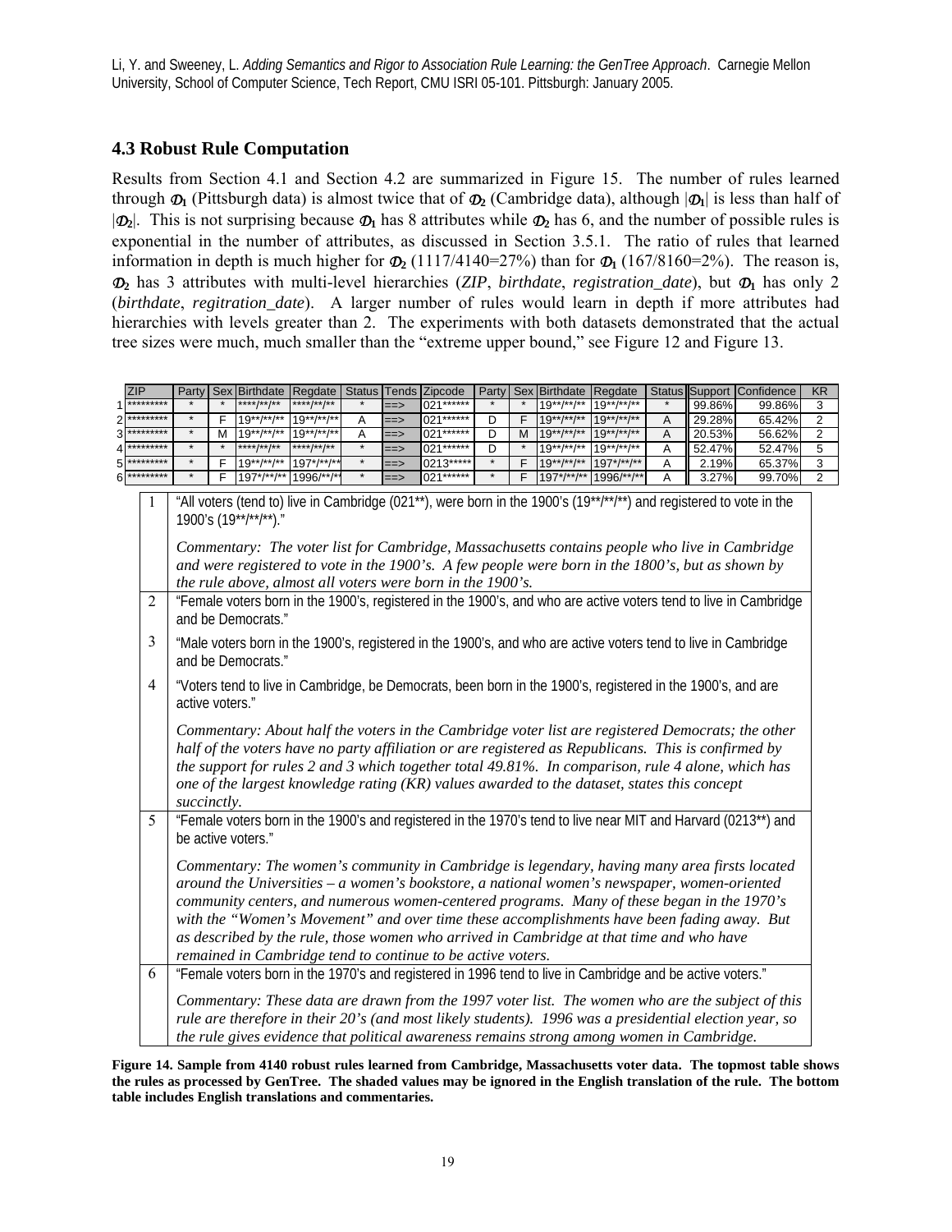Li, Y. and Sweeney, L. *Adding Semantics and Rigor to Association Rule Learning: the GenTree Approach*. Carnegie Mellon University, School of Computer Science, Tech Report, CMU ISRI 05-101. Pittsburgh: January 2005.

### 4.3 Robust Rule Computation

Results from Section 4.1 and Section 4.2 are summarized in Figure 15. The number of rules learned through $\mathcal{D}_1$ (Pittsburgh data) is almost twice that of $\mathcal{D}_2$ (Cambridge data), although $|\mathcal{D}_1|$ is less than half of $|\mathcal{D}_2|$. This is not surprising because $\mathcal{D}_1$ has 8 attributes while $\mathcal{D}_2$ has 6, and the number of possible rules is exponential in the number of attributes, as discussed in Section 3.5.1. The ratio of rules that learned information in depth is much higher for $\mathcal{D}_2$ (1117/4140=27%) than for $\mathcal{D}_1$ (167/8160=2%). The reason is, $\mathcal{D}_2$ has 3 attributes with multi-level hierarchies (*ZIP*, *birthdate*, *registration_date*), but $\mathcal{D}_1$ has only 2 (*birthdate*, *regitration_date*). A larger number of rules would learn in depth if more attributes had hierarchies with levels greater than 2. The experiments with both datasets demonstrated that the actual tree sizes were much, much smaller than the "extreme upper bound," see Figure 12 and Figure 13.

| | ZIP | Party | Sex | Birthdate | Regdate | Status | Tends | Zipcode | Party | Sex | Birthdate | Regdate | Status | Support | Confidence | KR |
|---|---|---|---|---|---|---|---|---|---|---|---|---|---|---|---|---|
| 1 | ********* | * | * | ****/**/** | ****/**/** | * | ==> | 021****** | * | * | 19**/**/** | 19**/**/** | * | 99.86% | 99.86% | 3 |
| 2 | ********* | * | F | 19**/**/** | 19**/**/** | A | ==> | 021****** | D | F | 19**/**/** | 19**/**/** | A | 29.28% | 65.42% | 2 |
| 3 | ********* | * | M | 19**/**/** | 19**/**/** | A | ==> | 021****** | D | M | 19**/**/** | 19**/**/** | A | 20.53% | 56.62% | 2 |
| 4 | ********* | * | * | ****/**/** | ****/**/** | * | ==> | 021****** | D | * | 19**/**/** | 19**/**/** | A | 52.47% | 52.47% | 5 |
| 5 | ********* | * | F | 19**/**/** | 197*/**/** | * | ==> | 0213***** | * | F | 19**/**/** | 197*/**/** | A | 2.19% | 65.37% | 3 |
| 6 | ********* | * | F | 197*/**/** | 1996/**/** | * | ==> | 021****** | * | F | 197*/**/** | 1996/**/** | A | 3.27% | 99.70% | 2 |

| | |
|---|---|
| 1 | "All voters (tend to) live in Cambridge (021**), were born in the 1900's (19**/**/**) and registered to vote in the 1900's (19**/**/**)." *Commentary: The voter list for Cambridge, Massachusetts contains people who live in Cambridge and were registered to vote in the 1900's. A few people were born in the 1800's, but as shown by the rule above, almost all voters were born in the 1900's.* |
| 2 | "Female voters born in the 1900's, registered in the 1900's, and who are active voters tend to live in Cambridge and be Democrats." |
| 3 | "Male voters born in the 1900's, registered in the 1900's, and who are active voters tend to live in Cambridge and be Democrats." |
| 4 | "Voters tend to live in Cambridge, be Democrats, been born in the 1900's, registered in the 1900's, and are active voters." *Commentary: About half the voters in the Cambridge voter list are registered Democrats; the other half of the voters have no party affiliation or are registered as Republicans. This is confirmed by the support for rules 2 and 3 which together total 49.81%. In comparison, rule 4 alone, which has one of the largest knowledge rating (KR) values awarded to the dataset, states this concept succinctly.* |
| 5 | "Female voters born in the 1900's and registered in the 1970's tend to live near MIT and Harvard (0213**) and be active voters." *Commentary: The women's community in Cambridge is legendary, having many area firsts located around the Universities – a women's bookstore, a national women's newspaper, women-oriented community centers, and numerous women-centered programs. Many of these began in the 1970's with the "Women's Movement" and over time these accomplishments have been fading away. But as described by the rule, those women who arrived in Cambridge at that time and who have remained in Cambridge tend to continue to be active voters.* |
| 6 | "Female voters born in the 1970's and registered in 1996 tend to live in Cambridge and be active voters." *Commentary: These data are drawn from the 1997 voter list. The women who are the subject of this rule are therefore in their 20's (and most likely students). 1996 was a presidential election year, so the rule gives evidence that political awareness remains strong among women in Cambridge.* |

**Figure 14. Sample from 4140 robust rules learned from Cambridge, Massachusetts voter data. The topmost table shows the rules as processed by GenTree. The shaded values may be ignored in the English translation of the rule. The bottom table includes English translations and commentaries.**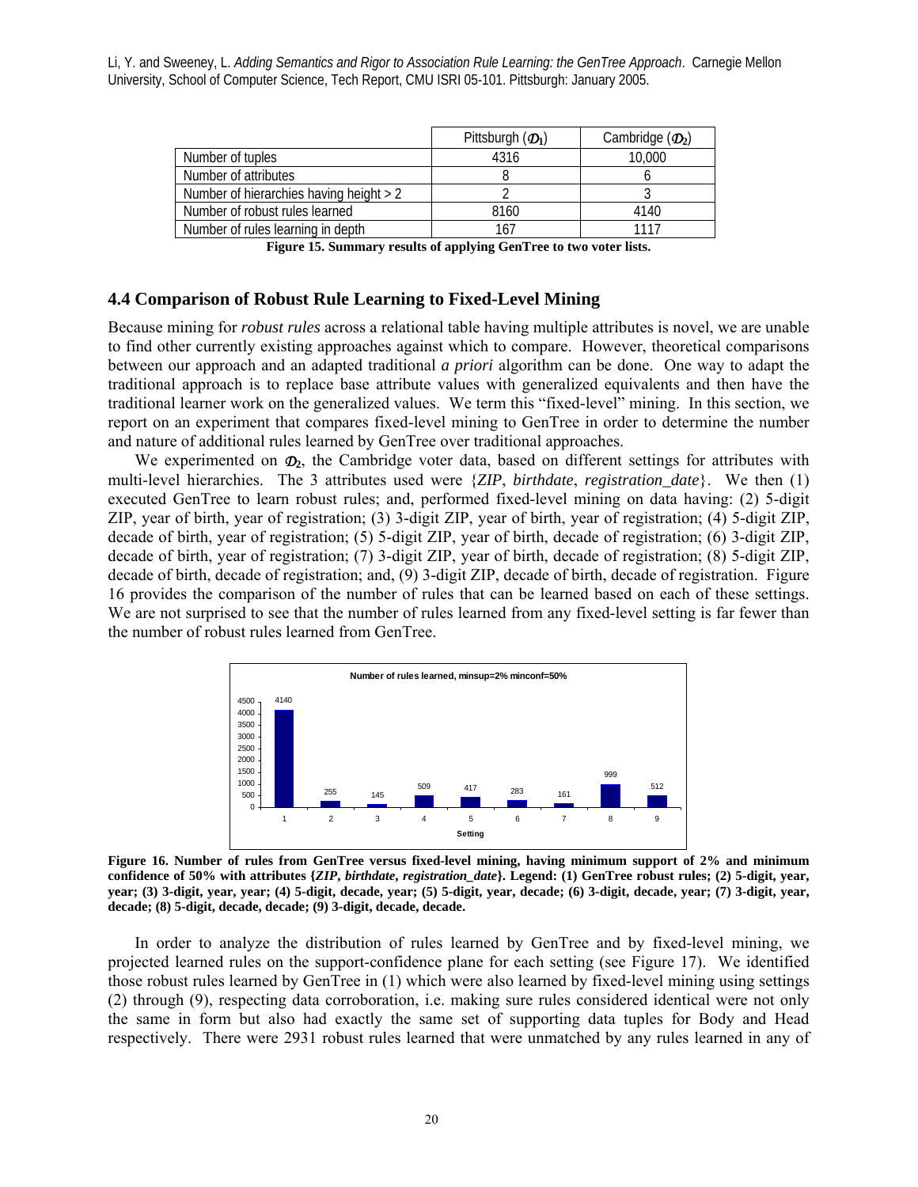|  | Pittsburgh ($\mathcal{D}_1$) | Cambridge ($\mathcal{D}_2$) |
| --- | --- | --- |
| Number of tuples | 4316 | 10,000 |
| Number of attributes | 8 | 6 |
| Number of hierarchies having height > 2 | 2 | 3 |
| Number of robust rules learned | 8160 | 4140 |
| Number of rules learning in depth | 167 | 1117 |

**Figure 15. Summary results of applying GenTree to two voter lists.**

## 4.4 Comparison of Robust Rule Learning to Fixed-Level Mining

Because mining for *robust rules* across a relational table having multiple attributes is novel, we are unable to find other currently existing approaches against which to compare. However, theoretical comparisons between our approach and an adapted traditional *a priori* algorithm can be done. One way to adapt the traditional approach is to replace base attribute values with generalized equivalents and then have the traditional learner work on the generalized values. We term this "fixed-level" mining. In this section, we report on an experiment that compares fixed-level mining to GenTree in order to determine the number and nature of additional rules learned by GenTree over traditional approaches.

We experimented on $\mathcal{D}_2$, the Cambridge voter data, based on different settings for attributes with multi-level hierarchies. The 3 attributes used were {*ZIP*, *birthdate*, *registration_date*}. We then (1) executed GenTree to learn robust rules; and, performed fixed-level mining on data having: (2) 5-digit ZIP, year of birth, year of registration; (3) 3-digit ZIP, year of birth, year of registration; (4) 5-digit ZIP, decade of birth, year of registration; (5) 5-digit ZIP, year of birth, decade of registration; (6) 3-digit ZIP, decade of birth, year of registration; (7) 3-digit ZIP, year of birth, decade of registration; (8) 5-digit ZIP, decade of birth, decade of registration; and, (9) 3-digit ZIP, decade of birth, decade of registration. Figure 16 provides the comparison of the number of rules that can be learned based on each of these settings. We are not surprised to see that the number of rules learned from any fixed-level setting is far fewer than the number of robust rules learned from GenTree.

**Number of rules learned, minsup=2% minconf=50%**

| Setting | 1 | 2 | 3 | 4 | 5 | 6 | 7 | 8 | 9 |
| --- | --- | --- | --- | --- | --- | --- | --- | --- | --- |
| Number of rules | 4140 | 255 | 145 | 509 | 417 | 283 | 161 | 999 | 512 |

**Figure 16. Number of rules from GenTree versus fixed-level mining, having minimum support of 2% and minimum confidence of 50% with attributes {*ZIP*, *birthdate*, *registration_date*}. Legend: (1) GenTree robust rules; (2) 5-digit, year, year; (3) 3-digit, year, year; (4) 5-digit, decade, year; (5) 5-digit, year, decade; (6) 3-digit, decade, year; (7) 3-digit, year, decade; (8) 5-digit, decade, decade; (9) 3-digit, decade, decade.**

In order to analyze the distribution of rules learned by GenTree and by fixed-level mining, we projected learned rules on the support-confidence plane for each setting (see Figure 17). We identified those robust rules learned by GenTree in (1) which were also learned by fixed-level mining using settings (2) through (9), respecting data corroboration, i.e. making sure rules considered identical were not only the same in form but also had exactly the same set of supporting data tuples for Body and Head respectively. There were 2931 robust rules learned that were unmatched by any rules learned in any of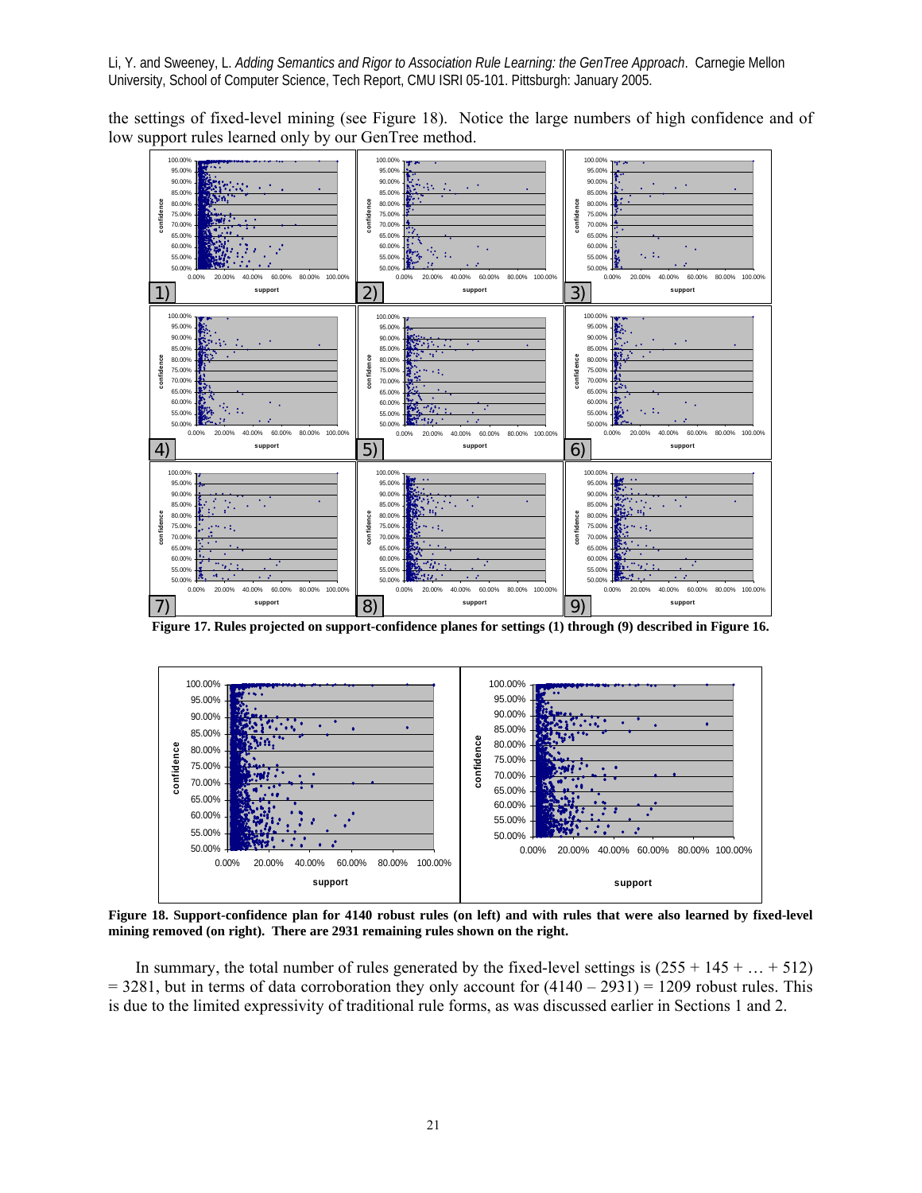the settings of fixed-level mining (see Figure 18). Notice the large numbers of high confidence and of low support rules learned only by our GenTree method.

**Figure 17. Rules projected on support-confidence planes for settings (1) through (9) described in Figure 16.**

**Figure 18. Support-confidence plan for 4140 robust rules (on left) and with rules that were also learned by fixed-level mining removed (on right). There are 2931 remaining rules shown on the right.**

In summary, the total number of rules generated by the fixed-level settings is (255 + 145 + … + 512) = 3281, but in terms of data corroboration they only account for (4140 – 2931) = 1209 robust rules. This is due to the limited expressivity of traditional rule forms, as was discussed earlier in Sections 1 and 2.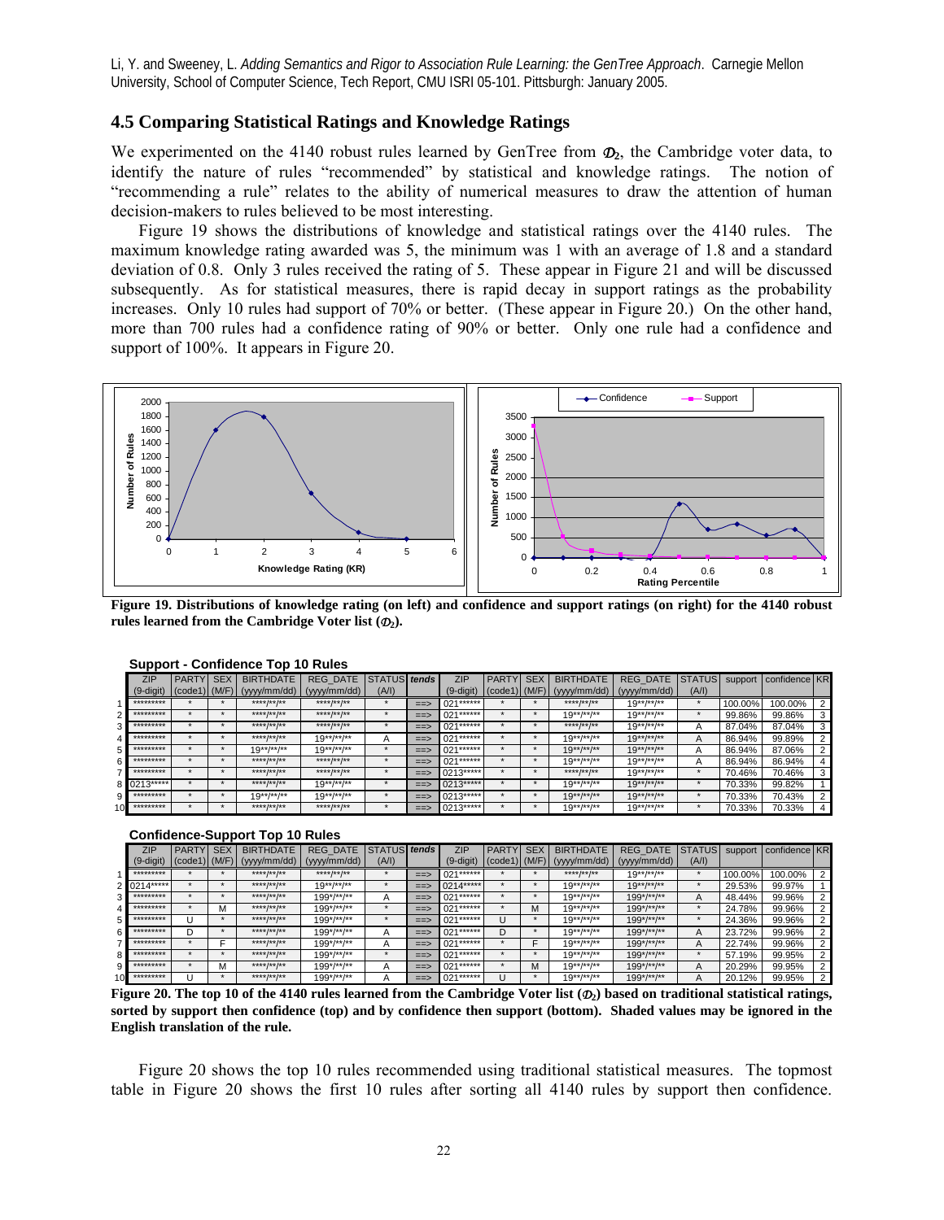## 4.5 Comparing Statistical Ratings and Knowledge Ratings

We experimented on the 4140 robust rules learned by GenTree from $\mathcal{D}_2$, the Cambridge voter data, to identify the nature of rules "recommended" by statistical and knowledge ratings. The notion of "recommending a rule" relates to the ability of numerical measures to draw the attention of human decision-makers to rules believed to be most interesting.

Figure 19 shows the distributions of knowledge and statistical ratings over the 4140 rules. The maximum knowledge rating awarded was 5, the minimum was 1 with an average of 1.8 and a standard deviation of 0.8. Only 3 rules received the rating of 5. These appear in Figure 21 and will be discussed subsequently. As for statistical measures, there is rapid decay in support ratings as the probability increases. Only 10 rules had support of 70% or better. (These appear in Figure 20.) On the other hand, more than 700 rules had a confidence rating of 90% or better. Only one rule had a confidence and support of 100%. It appears in Figure 20.

**Figure 19. Distributions of knowledge rating (on left) and confidence and support ratings (on right) for the 4140 robust rules learned from the Cambridge Voter list ($\mathcal{D}_2$).**

**Support - Confidence Top 10 Rules**

| | ZIP (9-digit) | PARTY (code1) | SEX (M/F) | BIRTHDATE (yyyy/mm/dd) | REG_DATE (yyyy/mm/dd) | STATUS (A/I) | *tends* | ZIP (9-digit) | PARTY (code1) | SEX (M/F) | BIRTHDATE (yyyy/mm/dd) | REG_DATE (yyyy/mm/dd) | STATUS (A/I) | support | confidence | KR |
|---|---|---|---|---|---|---|---|---|---|---|---|---|---|---|---|---|
| 1 | ********* | * | * | ****/**/** | ****/**/** | * | ==> | 021****** | * | * | ****/**/** | 19**/**/** | * | 100.00% | 100.00% | 2 |
| 2 | ********* | * | * | ****/**/** | ****/**/** | * | ==> | 021****** | * | * | 19**/**/** | 19**/**/** | * | 99.86% | 99.86% | 3 |
| 3 | ********* | * | * | ****/**/** | ****/**/** | * | ==> | 021****** | * | * | ****/**/** | 19**/**/** | A | 87.04% | 87.04% | 3 |
| 4 | ********* | * | * | ****/**/** | 19**/**/** | A | ==> | 021****** | * | * | 19**/**/** | 19**/**/** | A | 86.94% | 99.89% | 2 |
| 5 | ********* | * | * | 19**/**/** | 19**/**/** | * | ==> | 021****** | * | * | 19**/**/** | 19**/**/** | A | 86.94% | 87.06% | 2 |
| 6 | ********* | * | * | ****/**/** | ****/**/** | * | ==> | 021****** | * | * | 19**/**/** | 19**/**/** | A | 86.94% | 86.94% | 4 |
| 7 | ********* | * | * | ****/**/** | ****/**/** | * | ==> | 0213***** | * | * | ****/**/** | 19**/**/** | * | 70.46% | 70.46% | 3 |
| 8 | 0213***** | * | * | ****/**/** | 19**/**/** | * | ==> | 0213***** | * | * | 19**/**/** | 19**/**/** | * | 70.33% | 99.82% | 1 |
| 9 | ********* | * | * | 19**/**/** | 19**/**/** | * | ==> | 0213***** | * | * | 19**/**/** | 19**/**/** | * | 70.33% | 70.43% | 2 |
| 10 | ********* | * | * | ****/**/** | ****/**/** | * | ==> | 0213***** | * | * | 19**/**/** | 19**/**/** | * | 70.33% | 70.33% | 4 |

**Confidence-Support Top 10 Rules**

| | ZIP (9-digit) | PARTY (code1) | SEX (M/F) | BIRTHDATE (yyyy/mm/dd) | REG_DATE (yyyy/mm/dd) | STATUS (A/I) | *tends* | ZIP (9-digit) | PARTY (code1) | SEX (M/F) | BIRTHDATE (yyyy/mm/dd) | REG_DATE (yyyy/mm/dd) | STATUS (A/I) | support | confidence | KR |
|---|---|---|---|---|---|---|---|---|---|---|---|---|---|---|---|---|
| 1 | ********* | * | * | ****/**/** | ****/**/** | * | ==> | 021****** | * | * | ****/**/** | 19**/**/** | * | 100.00% | 100.00% | 2 |
| 2 | 0214***** | * | * | ****/**/** | 19**/**/** | * | ==> | 0214***** | * | * | 19**/**/** | 19**/**/** | * | 29.53% | 99.97% | 1 |
| 3 | ********* | * | * | ****/**/** | 199*/**/** | A | ==> | 021****** | * | * | 19**/**/** | 199*/**/** | A | 48.44% | 99.96% | 2 |
| 4 | ********* | * | M | ****/**/** | 199*/**/** | * | ==> | 021****** | * | M | 19**/**/** | 199*/**/** | * | 24.78% | 99.96% | 2 |
| 5 | ********* | U | * | ****/**/** | 199*/**/** | * | ==> | 021****** | U | * | 19**/**/** | 199*/**/** | * | 24.36% | 99.96% | 2 |
| 6 | ********* | D | * | ****/**/** | 199*/**/** | A | ==> | 021****** | D | * | 19**/**/** | 199*/**/** | A | 23.72% | 99.96% | 2 |
| 7 | ********* | * | F | ****/**/** | 199*/**/** | A | ==> | 021****** | * | F | 19**/**/** | 199*/**/** | A | 22.74% | 99.96% | 2 |
| 8 | ********* | * | * | ****/**/** | 199*/**/** | * | ==> | 021****** | * | * | 19**/**/** | 199*/**/** | * | 57.19% | 99.95% | 2 |
| 9 | ********* | * | M | ****/**/** | 199*/**/** | A | ==> | 021****** | * | M | 19**/**/** | 199*/**/** | A | 20.29% | 99.95% | 2 |
| 10 | ********* | U | * | ****/**/** | 199*/**/** | A | ==> | 021****** | U | * | 19**/**/** | 199*/**/** | A | 20.12% | 99.95% | 2 |

**Figure 20. The top 10 of the 4140 rules learned from the Cambridge Voter list ($\mathcal{D}_2$) based on traditional statistical ratings, sorted by support then confidence (top) and by confidence then support (bottom). Shaded values may be ignored in the English translation of the rule.**

Figure 20 shows the top 10 rules recommended using traditional statistical measures. The topmost table in Figure 20 shows the first 10 rules after sorting all 4140 rules by support then confidence.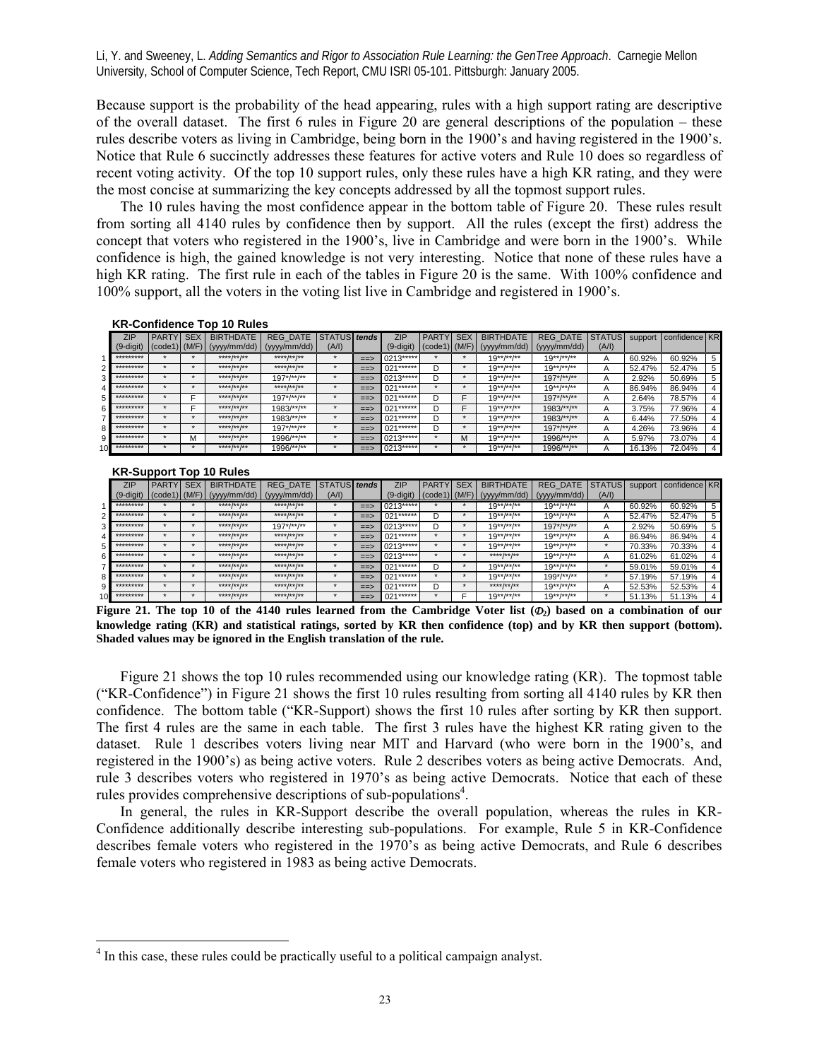Because support is the probability of the head appearing, rules with a high support rating are descriptive of the overall dataset. The first 6 rules in Figure 20 are general descriptions of the population – these rules describe voters as living in Cambridge, being born in the 1900's and having registered in the 1900's. Notice that Rule 6 succinctly addresses these features for active voters and Rule 10 does so regardless of recent voting activity. Of the top 10 support rules, only these rules have a high KR rating, and they were the most concise at summarizing the key concepts addressed by all the topmost support rules.

The 10 rules having the most confidence appear in the bottom table of Figure 20. These rules result from sorting all 4140 rules by confidence then by support. All the rules (except the first) address the concept that voters who registered in the 1900's, live in Cambridge and were born in the 1900's. While confidence is high, the gained knowledge is not very interesting. Notice that none of these rules have a high KR rating. The first rule in each of the tables in Figure 20 is the same. With 100% confidence and 100% support, all the voters in the voting list live in Cambridge and registered in 1900's.

**KR-Confidence Top 10 Rules**

| | ZIP (9-digit) | PARTY (code1) | SEX (M/F) | BIRTHDATE (yyyy/mm/dd) | REG_DATE (yyyy/mm/dd) | STATUS (A/I) | *tends* | ZIP (9-digit) | PARTY (code1) | SEX (M/F) | BIRTHDATE (yyyy/mm/dd) | REG_DATE (yyyy/mm/dd) | STATUS (A/I) | support | confidence | KR |
|---|---|---|---|---|---|---|---|---|---|---|---|---|---|---|---|---|
| 1 | ********* | * | * | ****/**/** | ****/**/** | * | ==> | 0213***** | * | * | 19**/**/** | 19**/**/** | A | 60.92% | 60.92% | 5 |
| 2 | ********* | * | * | ****/**/** | ****/**/** | * | ==> | 021****** | D | * | 19**/**/** | 19**/**/** | A | 52.47% | 52.47% | 5 |
| 3 | ********* | * | * | ****/**/** | 197*/**/** | * | ==> | 0213***** | D | * | 19**/**/** | 197*/**/** | A | 2.92% | 50.69% | 5 |
| 4 | ********* | * | * | ****/**/** | ****/**/** | * | ==> | 021****** | * | * | 19**/**/** | 19**/**/** | A | 86.94% | 86.94% | 4 |
| 5 | ********* | * | F | ****/**/** | 197*/**/** | * | ==> | 021****** | D | F | 19**/**/** | 197*/**/** | A | 2.64% | 78.57% | 4 |
| 6 | ********* | * | F | ****/**/** | 1983/**/** | * | ==> | 021****** | D | F | 19**/**/** | 1983/**/** | A | 3.75% | 77.96% | 4 |
| 7 | ********* | * | * | ****/**/** | 1983/**/** | * | ==> | 021****** | D | * | 19**/**/** | 1983/**/** | A | 6.44% | 77.50% | 4 |
| 8 | ********* | * | * | ****/**/** | 197*/**/** | * | ==> | 021****** | D | * | 19**/**/** | 197*/**/** | A | 4.26% | 73.96% | 4 |
| 9 | ********* | * | M | ****/**/** | 1996/**/** | * | ==> | 0213***** | * | M | 19**/**/** | 1996/**/** | A | 5.97% | 73.07% | 4 |
| 10 | ********* | * | * | ****/**/** | 1996/**/** | * | ==> | 0213***** | * | * | 19**/**/** | 1996/**/** | A | 16.13% | 72.04% | 4 |

**KR-Support Top 10 Rules**

| | ZIP (9-digit) | PARTY (code1) | SEX (M/F) | BIRTHDATE (yyyy/mm/dd) | REG_DATE (yyyy/mm/dd) | STATUS (A/I) | *tends* | ZIP (9-digit) | PARTY (code1) | SEX (M/F) | BIRTHDATE (yyyy/mm/dd) | REG_DATE (yyyy/mm/dd) | STATUS (A/I) | support | confidence | KR |
|---|---|---|---|---|---|---|---|---|---|---|---|---|---|---|---|---|
| 1 | ********* | * | * | ****/**/** | ****/**/** | * | ==> | 0213***** | * | * | 19**/**/** | 19**/**/** | A | 60.92% | 60.92% | 5 |
| 2 | ********* | * | * | ****/**/** | ****/**/** | * | ==> | 021****** | D | * | 19**/**/** | 19**/**/** | A | 52.47% | 52.47% | 5 |
| 3 | ********* | * | * | ****/**/** | 197*/**/** | * | ==> | 0213***** | D | * | 19**/**/** | 197*/**/** | A | 2.92% | 50.69% | 5 |
| 4 | ********* | * | * | ****/**/** | ****/**/** | * | ==> | 021****** | * | * | 19**/**/** | 19**/**/** | A | 86.94% | 86.94% | 4 |
| 5 | ********* | * | * | ****/**/** | ****/**/** | * | ==> | 0213***** | * | * | 19**/**/** | 19**/**/** | * | 70.33% | 70.33% | 4 |
| 6 | ********* | * | * | ****/**/** | ****/**/** | * | ==> | 0213***** | * | * | ****/**/** | 19**/**/** | A | 61.02% | 61.02% | 4 |
| 7 | ********* | * | * | ****/**/** | ****/**/** | * | ==> | 021****** | D | * | 19**/**/** | 19**/**/** | * | 59.01% | 59.01% | 4 |
| 8 | ********* | * | * | ****/**/** | ****/**/** | * | ==> | 021****** | * | * | 19**/**/** | 199*/**/** | * | 57.19% | 57.19% | 4 |
| 9 | ********* | * | * | ****/**/** | ****/**/** | * | ==> | 021****** | D | * | ****/**/** | 19**/**/** | A | 52.53% | 52.53% | 4 |
| 10 | ********* | * | * | ****/**/** | ****/**/** | * | ==> | 021****** | * | F | 19**/**/** | 19**/**/** | * | 51.13% | 51.13% | 4 |

**Figure 21. The top 10 of the 4140 rules learned from the Cambridge Voter list ($\mathcal{D}_2$) based on a combination of our knowledge rating (KR) and statistical ratings, sorted by KR then confidence (top) and by KR then support (bottom). Shaded values may be ignored in the English translation of the rule.**

Figure 21 shows the top 10 rules recommended using our knowledge rating (KR). The topmost table ("KR-Confidence") in Figure 21 shows the first 10 rules resulting from sorting all 4140 rules by KR then confidence. The bottom table ("KR-Support) shows the first 10 rules after sorting by KR then support. The first 4 rules are the same in each table. The first 3 rules have the highest KR rating given to the dataset. Rule 1 describes voters living near MIT and Harvard (who were born in the 1900's, and registered in the 1900's) as being active voters. Rule 2 describes voters as being active Democrats. And, rule 3 describes voters who registered in 1970's as being active Democrats. Notice that each of these rules provides comprehensive descriptions of sub-populations[4].

In general, the rules in KR-Support describe the overall population, whereas the rules in KR-Confidence additionally describe interesting sub-populations. For example, Rule 5 in KR-Confidence describes female voters who registered in the 1970's as being active Democrats, and Rule 6 describes female voters who registered in 1983 as being active Democrats.

[4] In this case, these rules could be practically useful to a political campaign analyst.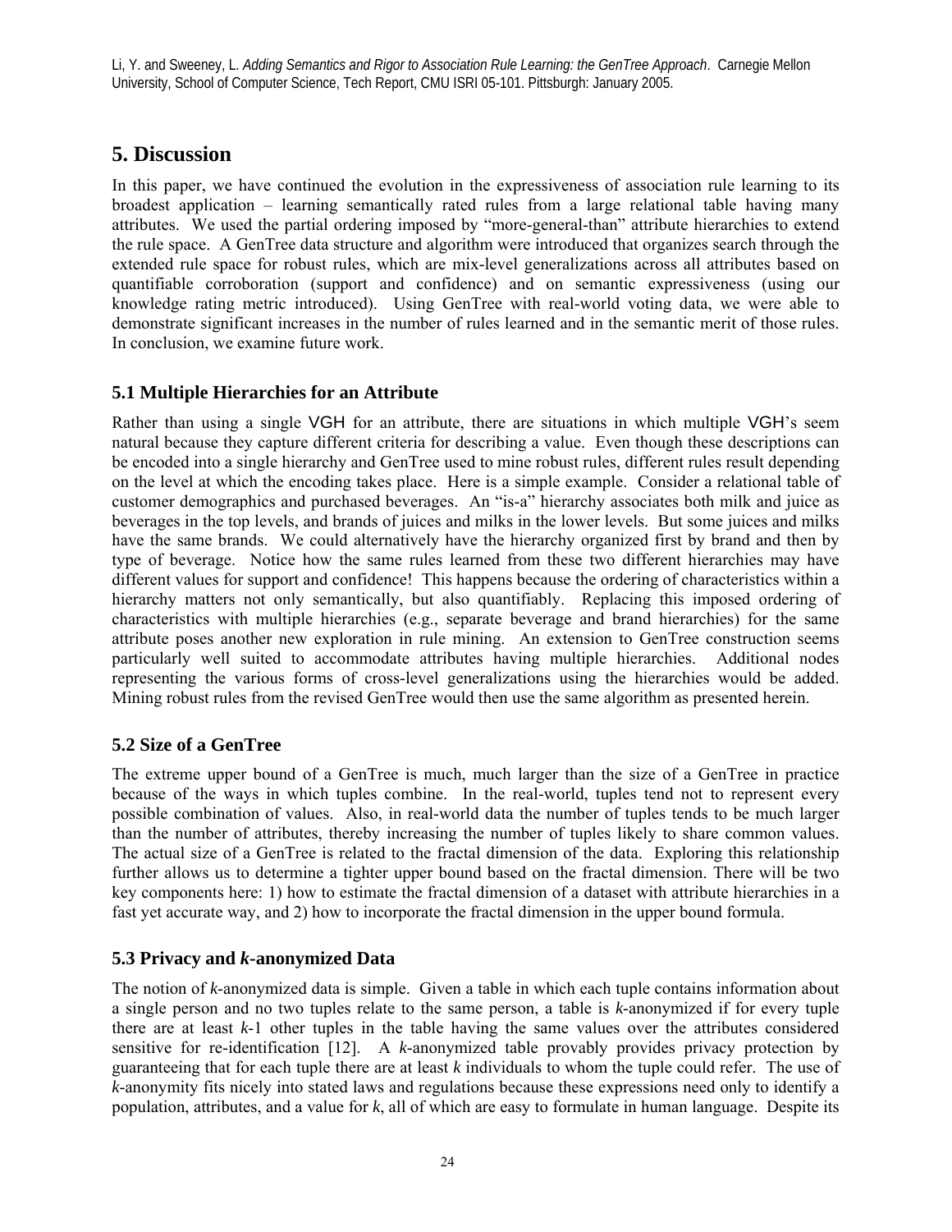## 5. Discussion

In this paper, we have continued the evolution in the expressiveness of association rule learning to its broadest application – learning semantically rated rules from a large relational table having many attributes. We used the partial ordering imposed by "more-general-than" attribute hierarchies to extend the rule space. A GenTree data structure and algorithm were introduced that organizes search through the extended rule space for robust rules, which are mix-level generalizations across all attributes based on quantifiable corroboration (support and confidence) and on semantic expressiveness (using our knowledge rating metric introduced). Using GenTree with real-world voting data, we were able to demonstrate significant increases in the number of rules learned and in the semantic merit of those rules. In conclusion, we examine future work.

### 5.1 Multiple Hierarchies for an Attribute

Rather than using a single VGH for an attribute, there are situations in which multiple VGH's seem natural because they capture different criteria for describing a value. Even though these descriptions can be encoded into a single hierarchy and GenTree used to mine robust rules, different rules result depending on the level at which the encoding takes place. Here is a simple example. Consider a relational table of customer demographics and purchased beverages. An "is-a" hierarchy associates both milk and juice as beverages in the top levels, and brands of juices and milks in the lower levels. But some juices and milks have the same brands. We could alternatively have the hierarchy organized first by brand and then by type of beverage. Notice how the same rules learned from these two different hierarchies may have different values for support and confidence! This happens because the ordering of characteristics within a hierarchy matters not only semantically, but also quantifiably. Replacing this imposed ordering of characteristics with multiple hierarchies (e.g., separate beverage and brand hierarchies) for the same attribute poses another new exploration in rule mining. An extension to GenTree construction seems particularly well suited to accommodate attributes having multiple hierarchies. Additional nodes representing the various forms of cross-level generalizations using the hierarchies would be added. Mining robust rules from the revised GenTree would then use the same algorithm as presented herein.

### 5.2 Size of a GenTree

The extreme upper bound of a GenTree is much, much larger than the size of a GenTree in practice because of the ways in which tuples combine. In the real-world, tuples tend not to represent every possible combination of values. Also, in real-world data the number of tuples tends to be much larger than the number of attributes, thereby increasing the number of tuples likely to share common values. The actual size of a GenTree is related to the fractal dimension of the data. Exploring this relationship further allows us to determine a tighter upper bound based on the fractal dimension. There will be two key components here: 1) how to estimate the fractal dimension of a dataset with attribute hierarchies in a fast yet accurate way, and 2) how to incorporate the fractal dimension in the upper bound formula.

### 5.3 Privacy and *k*-anonymized Data

The notion of *k*-anonymized data is simple. Given a table in which each tuple contains information about a single person and no two tuples relate to the same person, a table is *k*-anonymized if for every tuple there are at least *k*-1 other tuples in the table having the same values over the attributes considered sensitive for re-identification [12]. A *k*-anonymized table provably provides privacy protection by guaranteeing that for each tuple there are at least *k* individuals to whom the tuple could refer. The use of *k*-anonymity fits nicely into stated laws and regulations because these expressions need only to identify a population, attributes, and a value for *k*, all of which are easy to formulate in human language. Despite its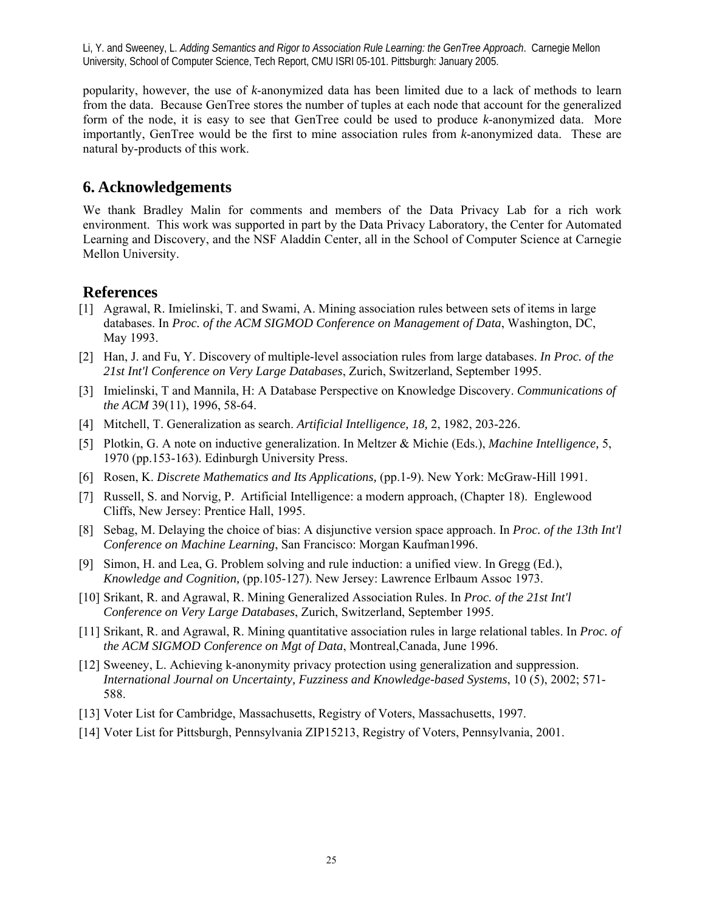popularity, however, the use of *k*-anonymized data has been limited due to a lack of methods to learn from the data. Because GenTree stores the number of tuples at each node that account for the generalized form of the node, it is easy to see that GenTree could be used to produce *k*-anonymized data. More importantly, GenTree would be the first to mine association rules from *k*-anonymized data. These are natural by-products of this work.

## 6. Acknowledgements

We thank Bradley Malin for comments and members of the Data Privacy Lab for a rich work environment. This work was supported in part by the Data Privacy Laboratory, the Center for Automated Learning and Discovery, and the NSF Aladdin Center, all in the School of Computer Science at Carnegie Mellon University.

## References

[1] Agrawal, R. Imielinski, T. and Swami, A. Mining association rules between sets of items in large databases. In *Proc. of the ACM SIGMOD Conference on Management of Data*, Washington, DC, May 1993.

[2] Han, J. and Fu, Y. Discovery of multiple-level association rules from large databases. *In Proc. of the 21st Int'l Conference on Very Large Databases*, Zurich, Switzerland, September 1995.

[3] Imielinski, T and Mannila, H: A Database Perspective on Knowledge Discovery. *Communications of the ACM* 39(11), 1996, 58-64.

[4] Mitchell, T. Generalization as search. *Artificial Intelligence, 18,* 2, 1982, 203-226.

[5] Plotkin, G. A note on inductive generalization. In Meltzer & Michie (Eds.), *Machine Intelligence,* 5, 1970 (pp.153-163). Edinburgh University Press.

[6] Rosen, K. *Discrete Mathematics and Its Applications,* (pp.1-9). New York: McGraw-Hill 1991.

[7] Russell, S. and Norvig, P. Artificial Intelligence: a modern approach, (Chapter 18). Englewood Cliffs, New Jersey: Prentice Hall, 1995.

[8] Sebag, M. Delaying the choice of bias: A disjunctive version space approach. In *Proc. of the 13th Int'l Conference on Machine Learning*, San Francisco: Morgan Kaufman1996.

[9] Simon, H. and Lea, G. Problem solving and rule induction: a unified view. In Gregg (Ed.), *Knowledge and Cognition,* (pp.105-127). New Jersey: Lawrence Erlbaum Assoc 1973.

[10] Srikant, R. and Agrawal, R. Mining Generalized Association Rules. In *Proc. of the 21st Int'l Conference on Very Large Databases*, Zurich, Switzerland, September 1995.

[11] Srikant, R. and Agrawal, R. Mining quantitative association rules in large relational tables. In *Proc. of the ACM SIGMOD Conference on Mgt of Data*, Montreal,Canada, June 1996.

[12] Sweeney, L. Achieving k-anonymity privacy protection using generalization and suppression. *International Journal on Uncertainty, Fuzziness and Knowledge-based Systems*, 10 (5), 2002; 571-588.

[13] Voter List for Cambridge, Massachusetts, Registry of Voters, Massachusetts, 1997.

[14] Voter List for Pittsburgh, Pennsylvania ZIP15213, Registry of Voters, Pennsylvania, 2001.